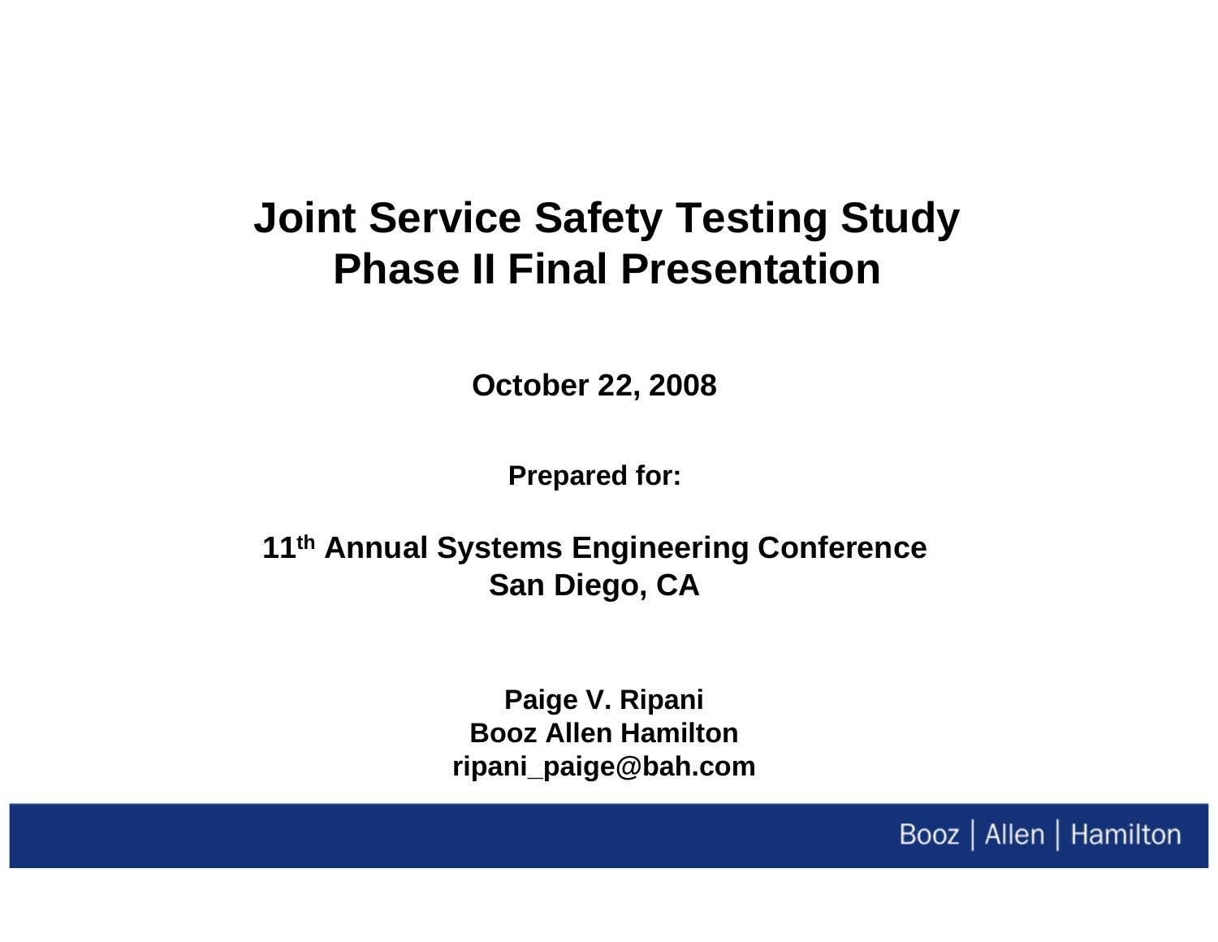# Joint Service Safety Testing Study
# Phase II Final Presentation

**October 22, 2008**

**Prepared for:**

**11th Annual Systems Engineering Conference**
**San Diego, CA**

**Paige V. Ripani**
**Booz Allen Hamilton**
**ripani_paige@bah.com**

Booz | Allen | Hamilton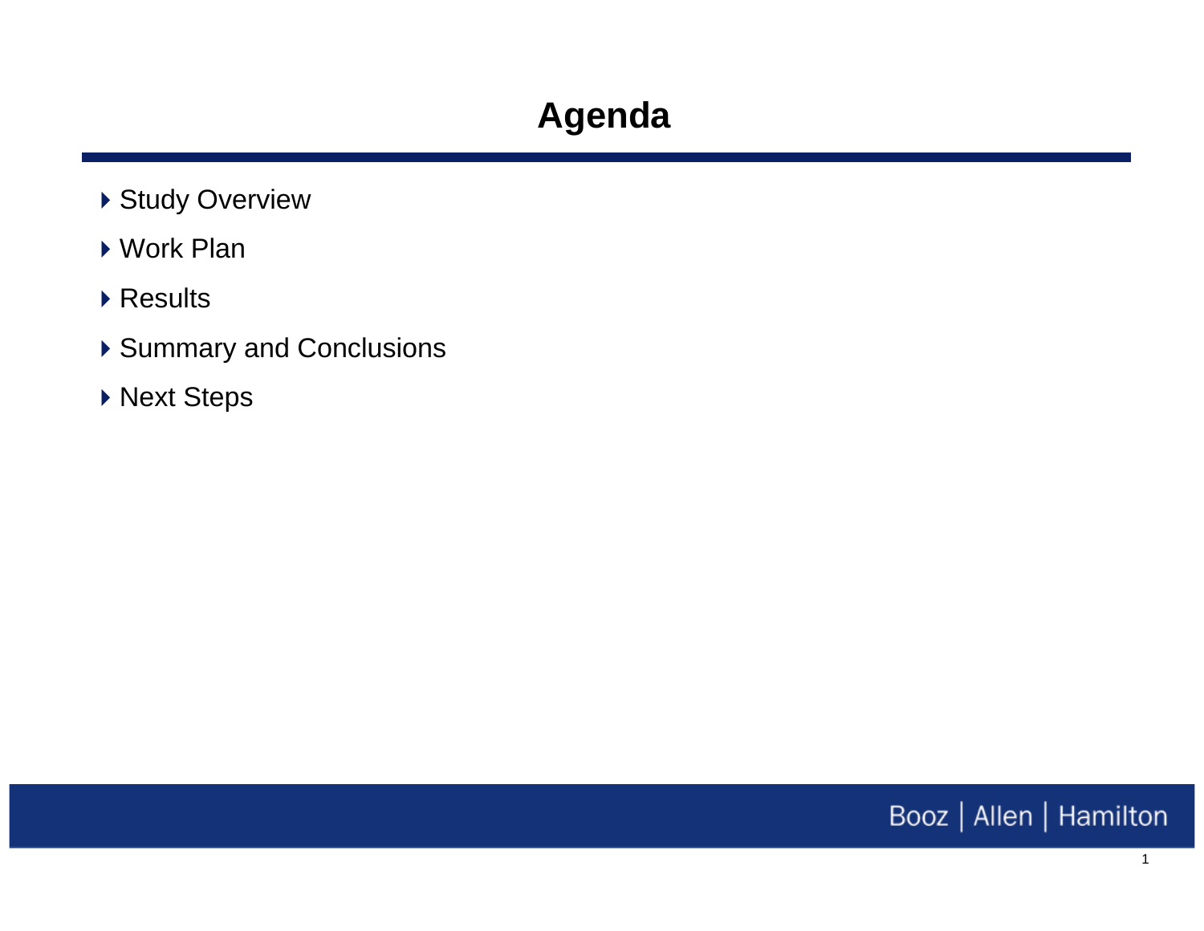# Agenda

- Study Overview
- Work Plan
- Results
- Summary and Conclusions
- Next Steps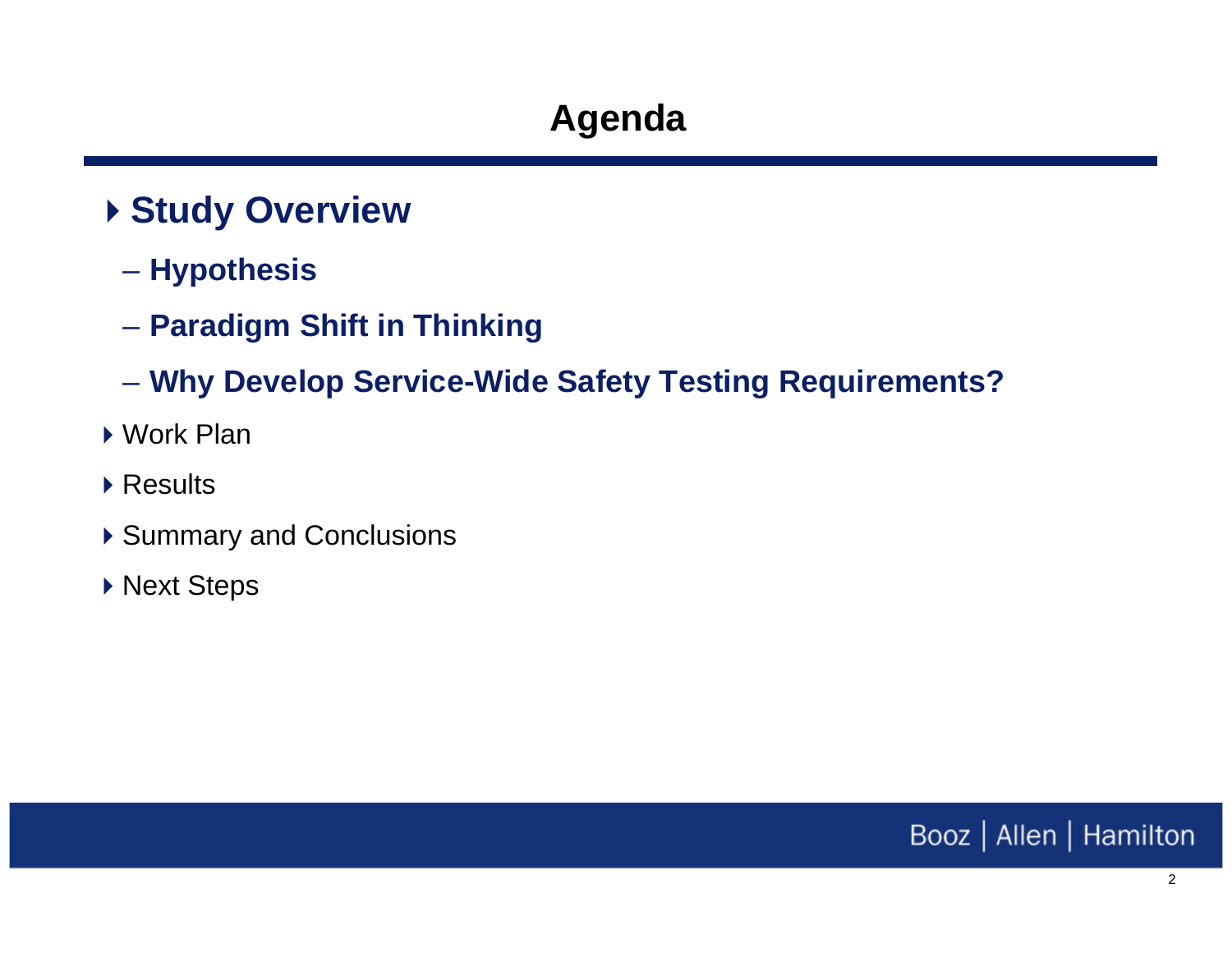# Agenda

- **Study Overview**
  - **Hypothesis**
  - **Paradigm Shift in Thinking**
  - **Why Develop Service-Wide Safety Testing Requirements?**
- Work Plan
- Results
- Summary and Conclusions
- Next Steps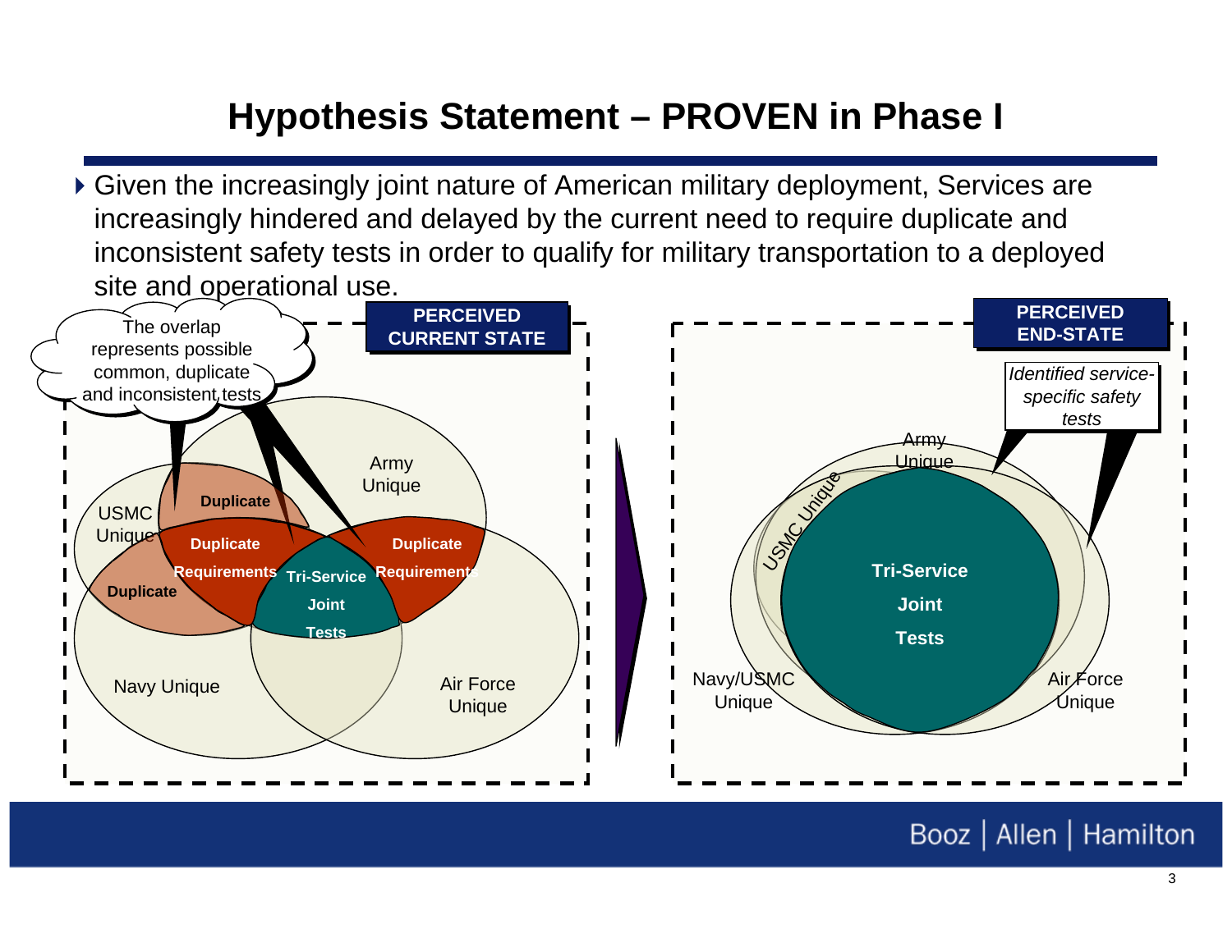# Hypothesis Statement – PROVEN in Phase I

- Given the increasingly joint nature of American military deployment, Services are increasingly hindered and delayed by the current need to require duplicate and inconsistent safety tests in order to qualify for military transportation to a deployed site and operational use.

**PERCEIVED CURRENT STATE**

The overlap represents possible common, duplicate and inconsistent tests

USMC Unique

Army Unique

Navy Unique

Air Force Unique

**Duplicate**

**Duplicate Requirements**

**Duplicate Requirements**

**Duplicate**

**Tri-Service Joint Tests**

**PERCEIVED END-STATE**

*Identified service-specific safety tests*

Army Unique

USMC Unique

Navy/USMC Unique

Air Force Unique

**Tri-Service Joint Tests**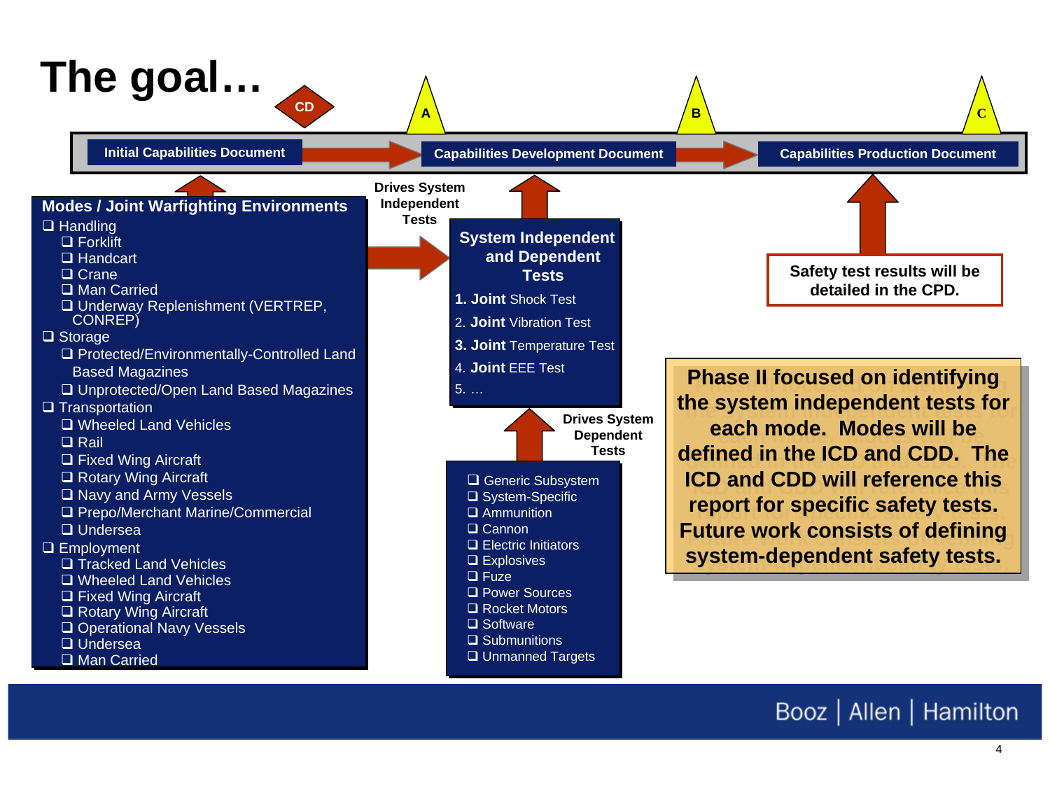# The goal…

CD | A | B | C

**Initial Capabilities Document** → **Capabilities Development Document** → **Capabilities Production Document**

## Modes / Joint Warfighting Environments

- ❑ Handling
  - ❑ Forklift
  - ❑ Handcart
  - ❑ Crane
  - ❑ Man Carried
  - ❑ Underway Replenishment (VERTREP, CONREP)
- ❑ Storage
  - ❑ Protected/Environmentally-Controlled Land Based Magazines
  - ❑ Unprotected/Open Land Based Magazines
- ❑ Transportation
  - ❑ Wheeled Land Vehicles
  - ❑ Rail
  - ❑ Fixed Wing Aircraft
  - ❑ Rotary Wing Aircraft
  - ❑ Navy and Army Vessels
  - ❑ Prepo/Merchant Marine/Commercial
  - ❑ Undersea
- ❑ Employment
  - ❑ Tracked Land Vehicles
  - ❑ Wheeled Land Vehicles
  - ❑ Fixed Wing Aircraft
  - ❑ Rotary Wing Aircraft
  - ❑ Operational Navy Vessels
  - ❑ Undersea
  - ❑ Man Carried

**Drives System Independent Tests**

## System Independent and Dependent Tests

1. **Joint** Shock Test
2. **Joint** Vibration Test
3. **Joint** Temperature Test
4. **Joint** EEE Test
5. …

**Drives System Dependent Tests**

- ❑ Generic Subsystem
- ❑ System-Specific
- ❑ Ammunition
- ❑ Cannon
- ❑ Electric Initiators
- ❑ Explosives
- ❑ Fuze
- ❑ Power Sources
- ❑ Rocket Motors
- ❑ Software
- ❑ Submunitions
- ❑ Unmanned Targets

**Safety test results will be detailed in the CPD.**

**Phase II focused on identifying the system independent tests for each mode. Modes will be defined in the ICD and CDD. The ICD and CDD will reference this report for specific safety tests. Future work consists of defining system-dependent safety tests.**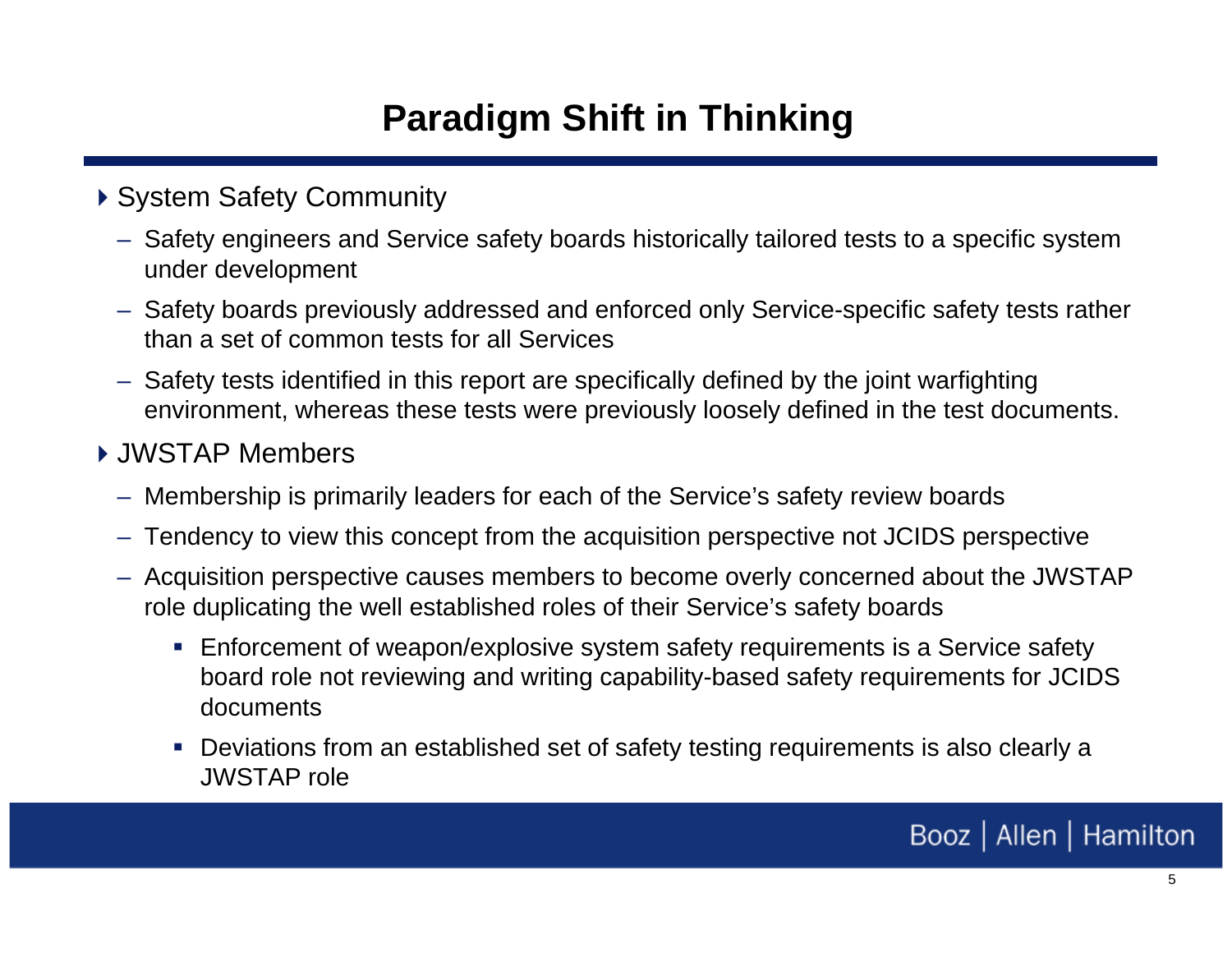# Paradigm Shift in Thinking

- System Safety Community
  - Safety engineers and Service safety boards historically tailored tests to a specific system under development
  - Safety boards previously addressed and enforced only Service-specific safety tests rather than a set of common tests for all Services
  - Safety tests identified in this report are specifically defined by the joint warfighting environment, whereas these tests were previously loosely defined in the test documents.
- JWSTAP Members
  - Membership is primarily leaders for each of the Service's safety review boards
  - Tendency to view this concept from the acquisition perspective not JCIDS perspective
  - Acquisition perspective causes members to become overly concerned about the JWSTAP role duplicating the well established roles of their Service's safety boards
    - Enforcement of weapon/explosive system safety requirements is a Service safety board role not reviewing and writing capability-based safety requirements for JCIDS documents
    - Deviations from an established set of safety testing requirements is also clearly a JWSTAP role

Booz | Allen | Hamilton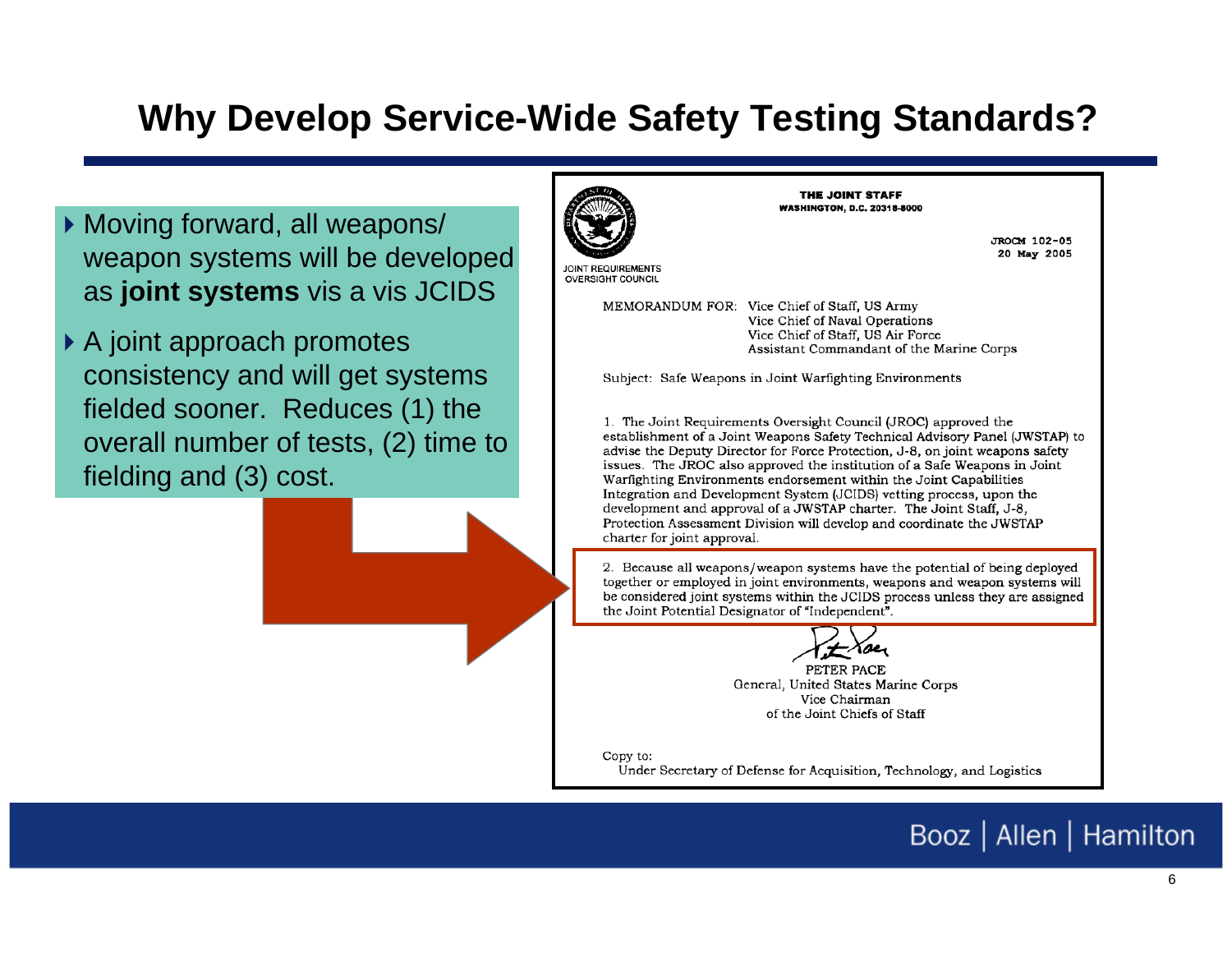# Why Develop Service-Wide Safety Testing Standards?

- Moving forward, all weapons/ weapon systems will be developed as **joint systems** vis a vis JCIDS
- A joint approach promotes consistency and will get systems fielded sooner. Reduces (1) the overall number of tests, (2) time to fielding and (3) cost.

---

**THE JOINT STAFF**
**WASHINGTON, D.C. 20318-8000**

JOINT REQUIREMENTS OVERSIGHT COUNCIL

JROCM 102-05
20 May 2005

MEMORANDUM FOR: Vice Chief of Staff, US Army
Vice Chief of Naval Operations
Vice Chief of Staff, US Air Force
Assistant Commandant of the Marine Corps

Subject: Safe Weapons in Joint Warfighting Environments

1. The Joint Requirements Oversight Council (JROC) approved the establishment of a Joint Weapons Safety Technical Advisory Panel (JWSTAP) to advise the Deputy Director for Force Protection, J-8, on joint weapons safety issues. The JROC also approved the institution of a Safe Weapons in Joint Warfighting Environments endorsement within the Joint Capabilities Integration and Development System (JCIDS) vetting process, upon the development and approval of a JWSTAP charter. The Joint Staff, J-8, Protection Assessment Division will develop and coordinate the JWSTAP charter for joint approval.

2. Because all weapons/weapon systems have the potential of being deployed together or employed in joint environments, weapons and weapon systems will be considered joint systems within the JCIDS process unless they are assigned the Joint Potential Designator of "Independent".

PETER PACE
General, United States Marine Corps
Vice Chairman
of the Joint Chiefs of Staff

Copy to:
Under Secretary of Defense for Acquisition, Technology, and Logistics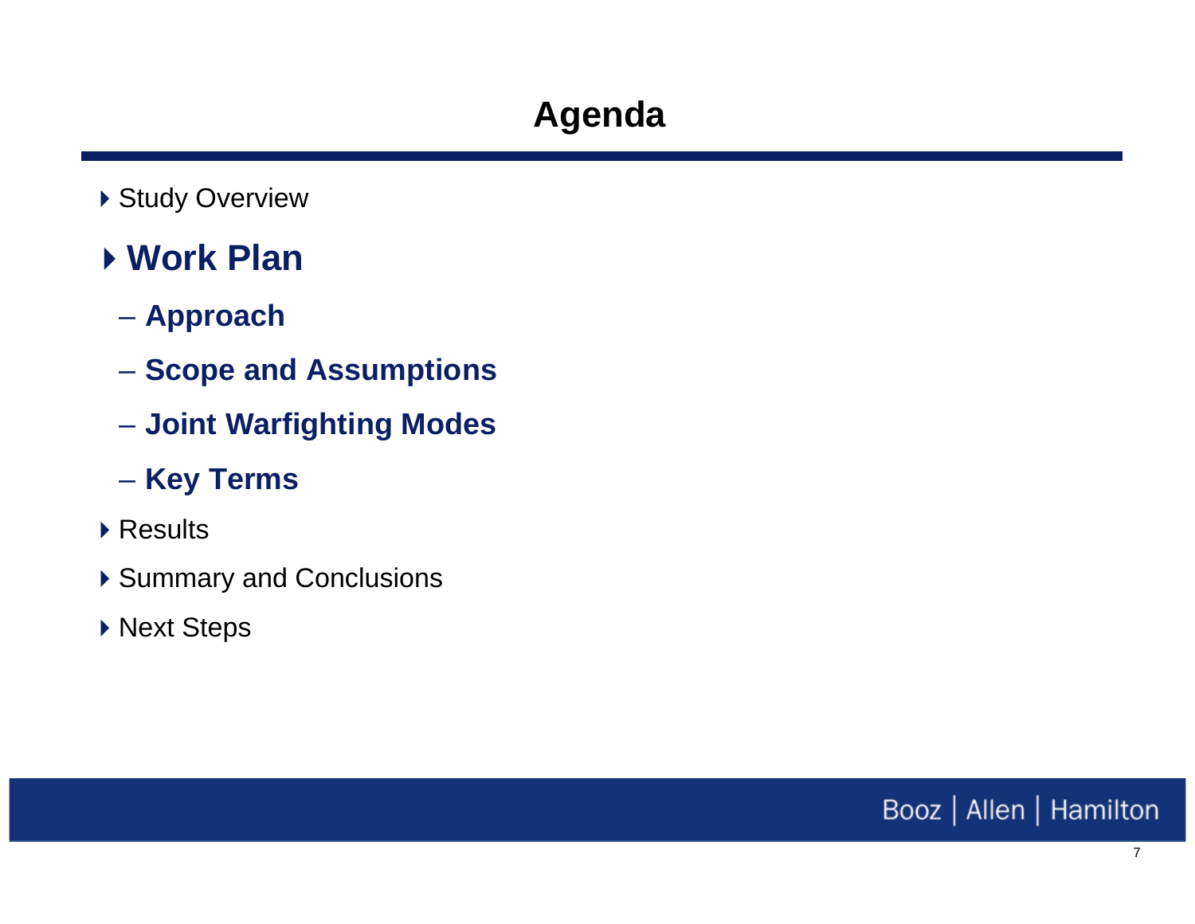# Agenda

- Study Overview
- **Work Plan**
  - **Approach**
  - **Scope and Assumptions**
  - **Joint Warfighting Modes**
  - **Key Terms**
- Results
- Summary and Conclusions
- Next Steps

Booz | Allen | Hamilton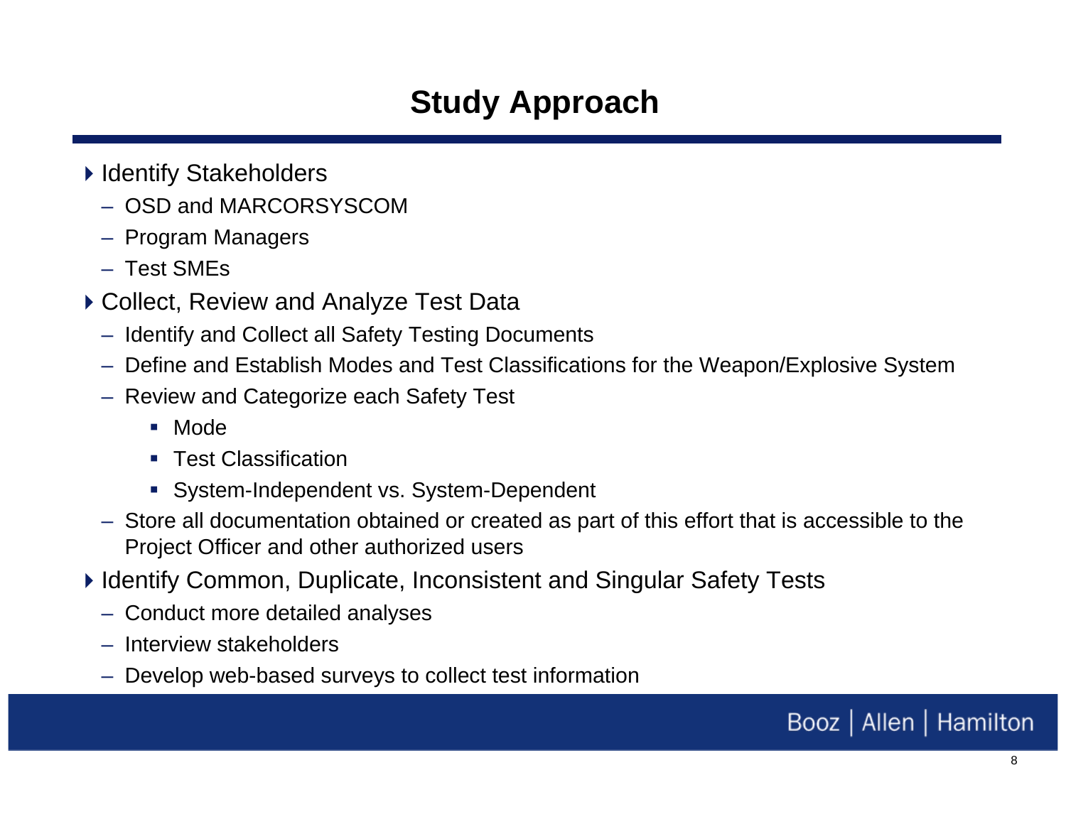# Study Approach

- Identify Stakeholders
  - OSD and MARCORSYSCOM
  - Program Managers
  - Test SMEs
- Collect, Review and Analyze Test Data
  - Identify and Collect all Safety Testing Documents
  - Define and Establish Modes and Test Classifications for the Weapon/Explosive System
  - Review and Categorize each Safety Test
    - Mode
    - Test Classification
    - System-Independent vs. System-Dependent
  - Store all documentation obtained or created as part of this effort that is accessible to the Project Officer and other authorized users
- Identify Common, Duplicate, Inconsistent and Singular Safety Tests
  - Conduct more detailed analyses
  - Interview stakeholders
  - Develop web-based surveys to collect test information

Booz | Allen | Hamilton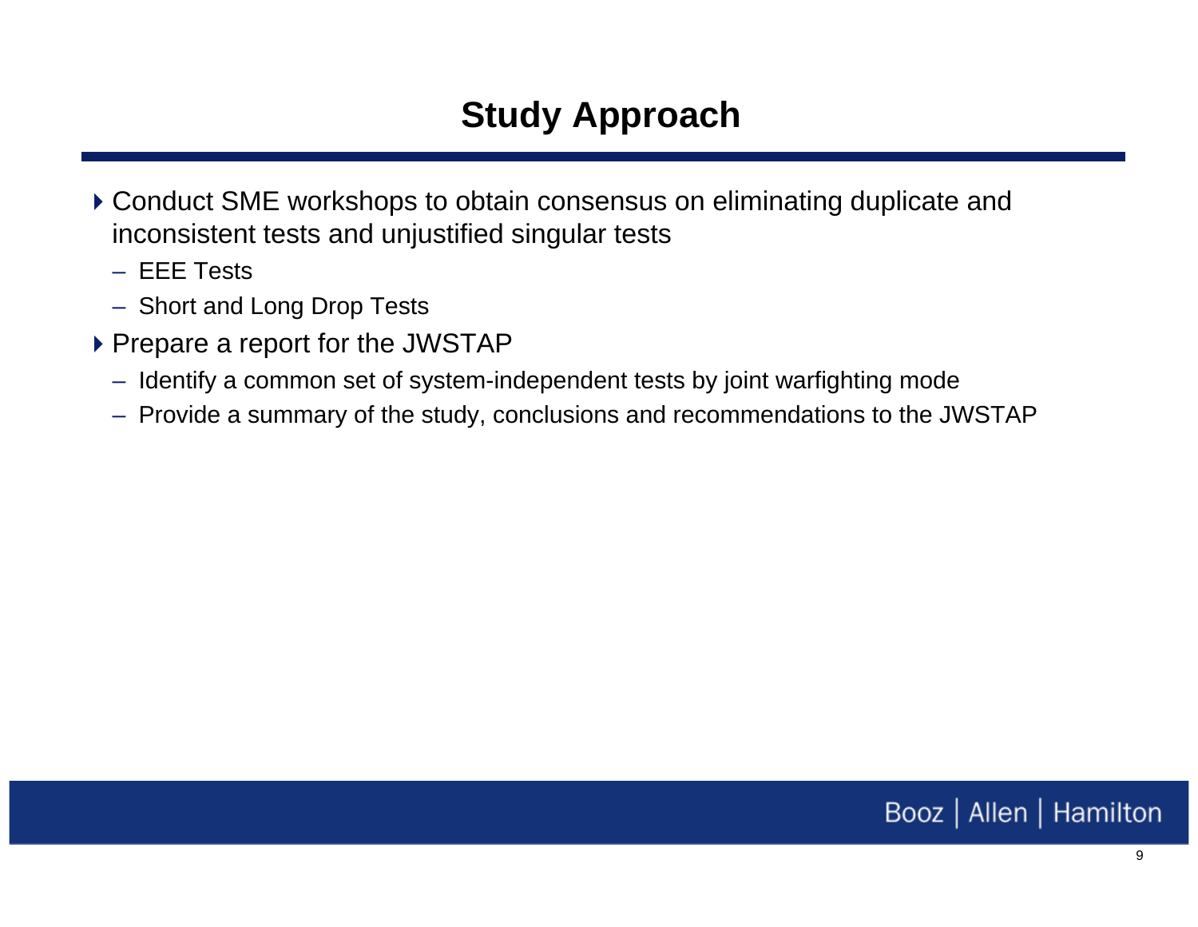# Study Approach

- Conduct SME workshops to obtain consensus on eliminating duplicate and inconsistent tests and unjustified singular tests
  - EEE Tests
  - Short and Long Drop Tests
- Prepare a report for the JWSTAP
  - Identify a common set of system-independent tests by joint warfighting mode
  - Provide a summary of the study, conclusions and recommendations to the JWSTAP

Booz | Allen | Hamilton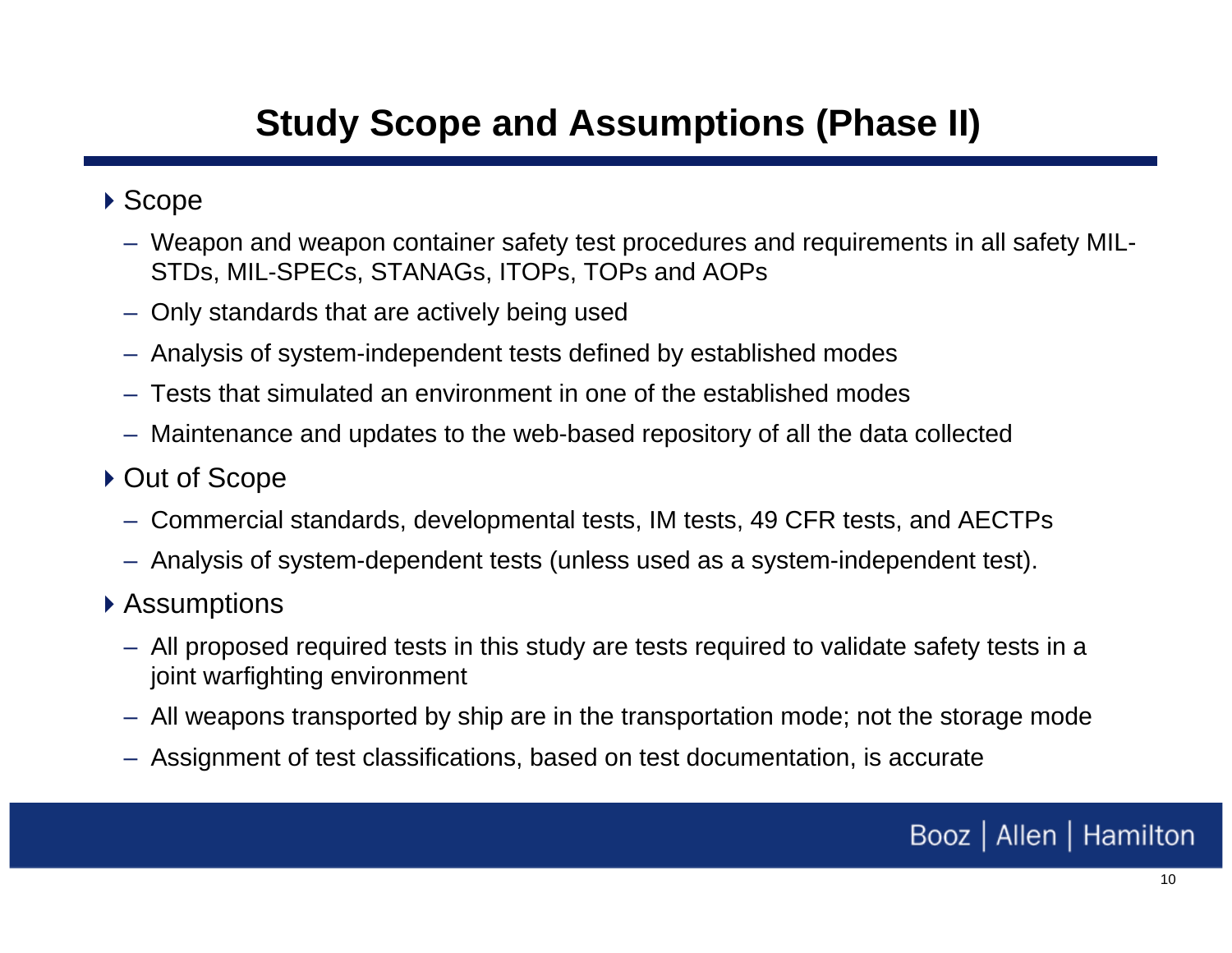# Study Scope and Assumptions (Phase II)

- Scope
  - Weapon and weapon container safety test procedures and requirements in all safety MIL-STDs, MIL-SPECs, STANAGs, ITOPs, TOPs and AOPs
  - Only standards that are actively being used
  - Analysis of system-independent tests defined by established modes
  - Tests that simulated an environment in one of the established modes
  - Maintenance and updates to the web-based repository of all the data collected
- Out of Scope
  - Commercial standards, developmental tests, IM tests, 49 CFR tests, and AECTPs
  - Analysis of system-dependent tests (unless used as a system-independent test).
- Assumptions
  - All proposed required tests in this study are tests required to validate safety tests in a joint warfighting environment
  - All weapons transported by ship are in the transportation mode; not the storage mode
  - Assignment of test classifications, based on test documentation, is accurate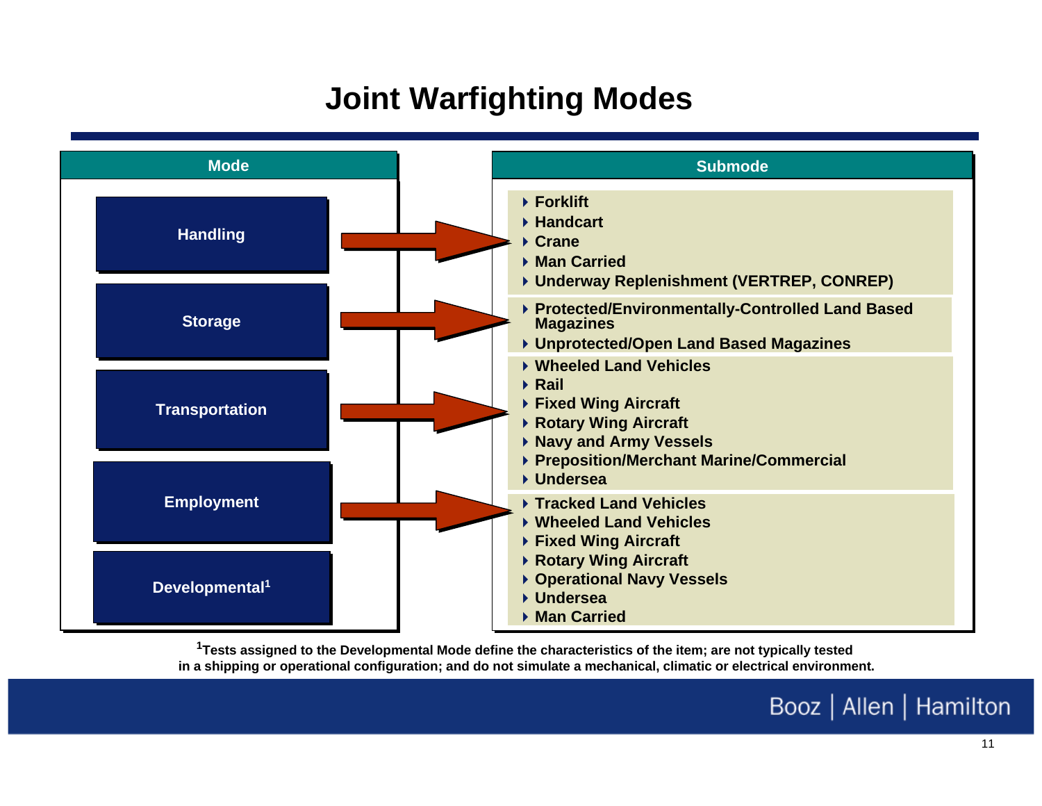# Joint Warfighting Modes

| Mode | Submode |
| --- | --- |
| Handling | Forklift; Handcart; Crane; Man Carried; Underway Replenishment (VERTREP, CONREP) |
| Storage | Protected/Environmentally-Controlled Land Based Magazines; Unprotected/Open Land Based Magazines |
| Transportation | Wheeled Land Vehicles; Rail; Fixed Wing Aircraft; Rotary Wing Aircraft; Navy and Army Vessels; Preposition/Merchant Marine/Commercial; Undersea |
| Employment | Tracked Land Vehicles; Wheeled Land Vehicles; Fixed Wing Aircraft; Rotary Wing Aircraft; Operational Navy Vessels; Undersea; Man Carried |
| Developmental[1] | |

[1]Tests assigned to the Developmental Mode define the characteristics of the item; are not typically tested in a shipping or operational configuration; and do not simulate a mechanical, climatic or electrical environment.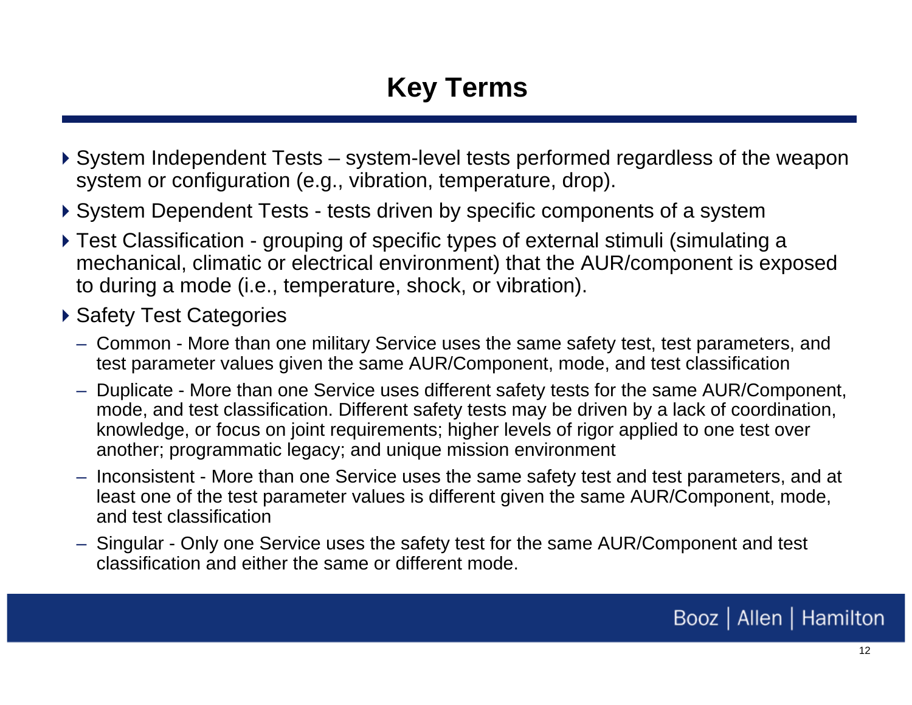# Key Terms

- System Independent Tests – system-level tests performed regardless of the weapon system or configuration (e.g., vibration, temperature, drop).
- System Dependent Tests - tests driven by specific components of a system
- Test Classification - grouping of specific types of external stimuli (simulating a mechanical, climatic or electrical environment) that the AUR/component is exposed to during a mode (i.e., temperature, shock, or vibration).
- Safety Test Categories
  - Common - More than one military Service uses the same safety test, test parameters, and test parameter values given the same AUR/Component, mode, and test classification
  - Duplicate - More than one Service uses different safety tests for the same AUR/Component, mode, and test classification. Different safety tests may be driven by a lack of coordination, knowledge, or focus on joint requirements; higher levels of rigor applied to one test over another; programmatic legacy; and unique mission environment
  - Inconsistent - More than one Service uses the same safety test and test parameters, and at least one of the test parameter values is different given the same AUR/Component, mode, and test classification
  - Singular - Only one Service uses the safety test for the same AUR/Component and test classification and either the same or different mode.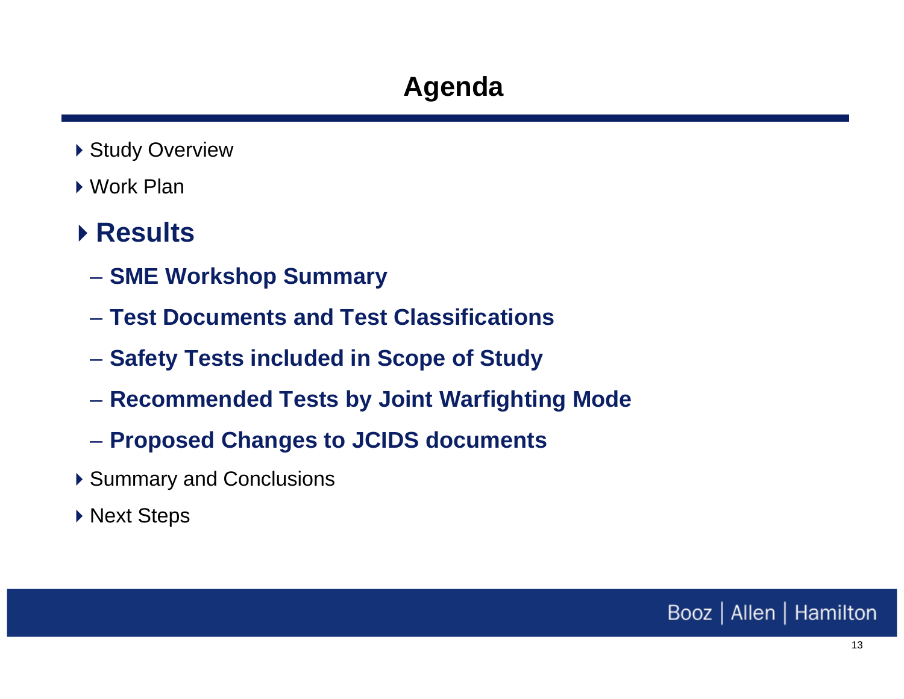# Agenda

- Study Overview
- Work Plan
- **Results**
  - **SME Workshop Summary**
  - **Test Documents and Test Classifications**
  - **Safety Tests included in Scope of Study**
  - **Recommended Tests by Joint Warfighting Mode**
  - **Proposed Changes to JCIDS documents**
- Summary and Conclusions
- Next Steps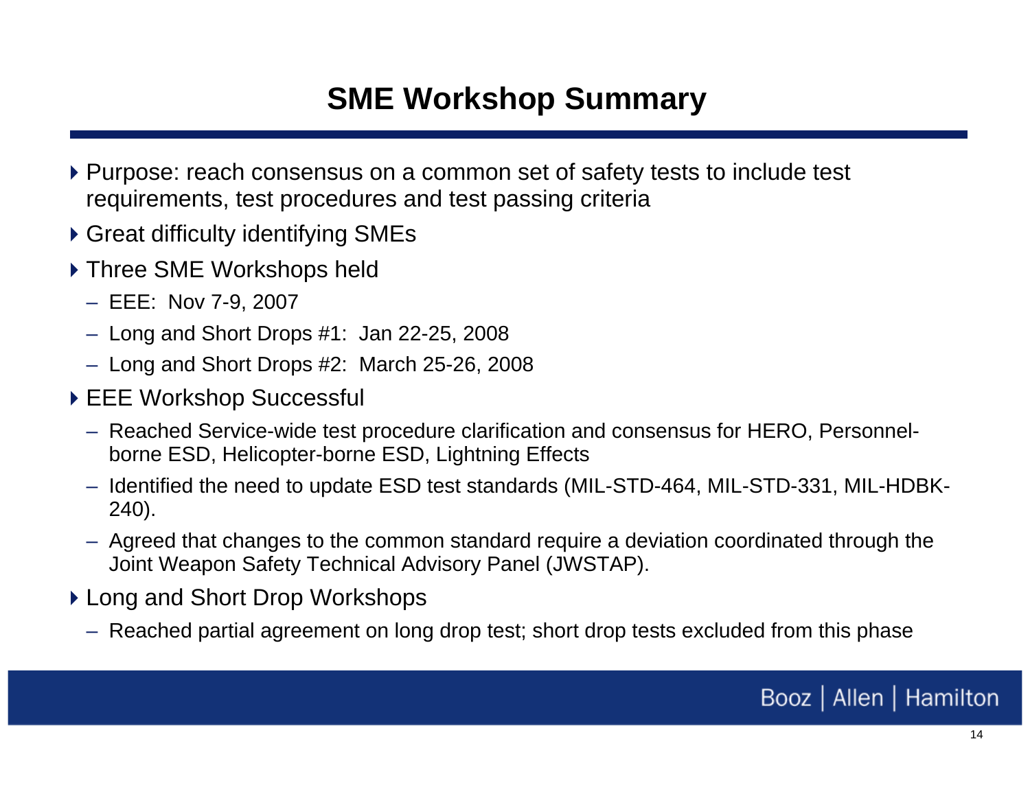# SME Workshop Summary

- Purpose: reach consensus on a common set of safety tests to include test requirements, test procedures and test passing criteria
- Great difficulty identifying SMEs
- Three SME Workshops held
  - EEE: Nov 7-9, 2007
  - Long and Short Drops #1: Jan 22-25, 2008
  - Long and Short Drops #2: March 25-26, 2008
- EEE Workshop Successful
  - Reached Service-wide test procedure clarification and consensus for HERO, Personnel-borne ESD, Helicopter-borne ESD, Lightning Effects
  - Identified the need to update ESD test standards (MIL-STD-464, MIL-STD-331, MIL-HDBK-240).
  - Agreed that changes to the common standard require a deviation coordinated through the Joint Weapon Safety Technical Advisory Panel (JWSTAP).
- Long and Short Drop Workshops
  - Reached partial agreement on long drop test; short drop tests excluded from this phase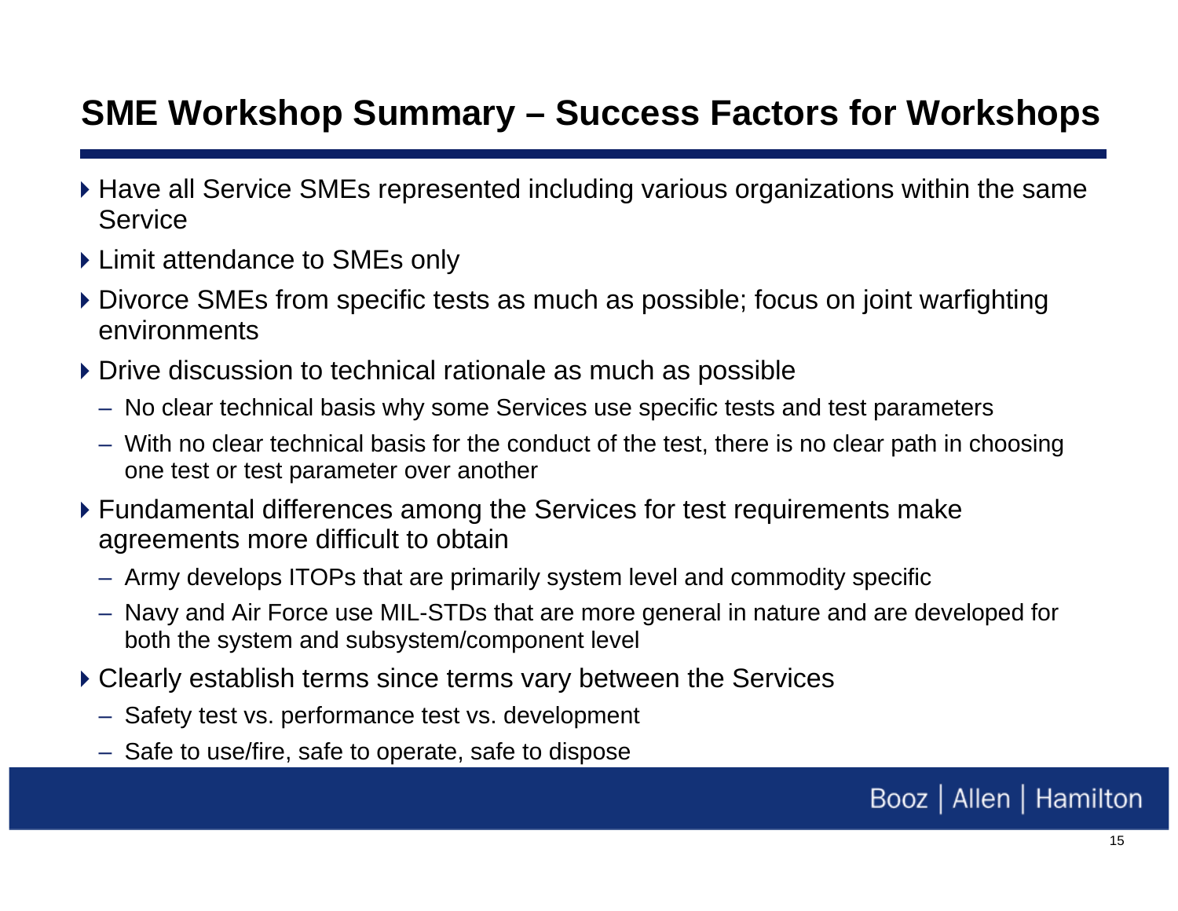# SME Workshop Summary – Success Factors for Workshops

- Have all Service SMEs represented including various organizations within the same Service
- Limit attendance to SMEs only
- Divorce SMEs from specific tests as much as possible; focus on joint warfighting environments
- Drive discussion to technical rationale as much as possible
  - No clear technical basis why some Services use specific tests and test parameters
  - With no clear technical basis for the conduct of the test, there is no clear path in choosing one test or test parameter over another
- Fundamental differences among the Services for test requirements make agreements more difficult to obtain
  - Army develops ITOPs that are primarily system level and commodity specific
  - Navy and Air Force use MIL-STDs that are more general in nature and are developed for both the system and subsystem/component level
- Clearly establish terms since terms vary between the Services
  - Safety test vs. performance test vs. development
  - Safe to use/fire, safe to operate, safe to dispose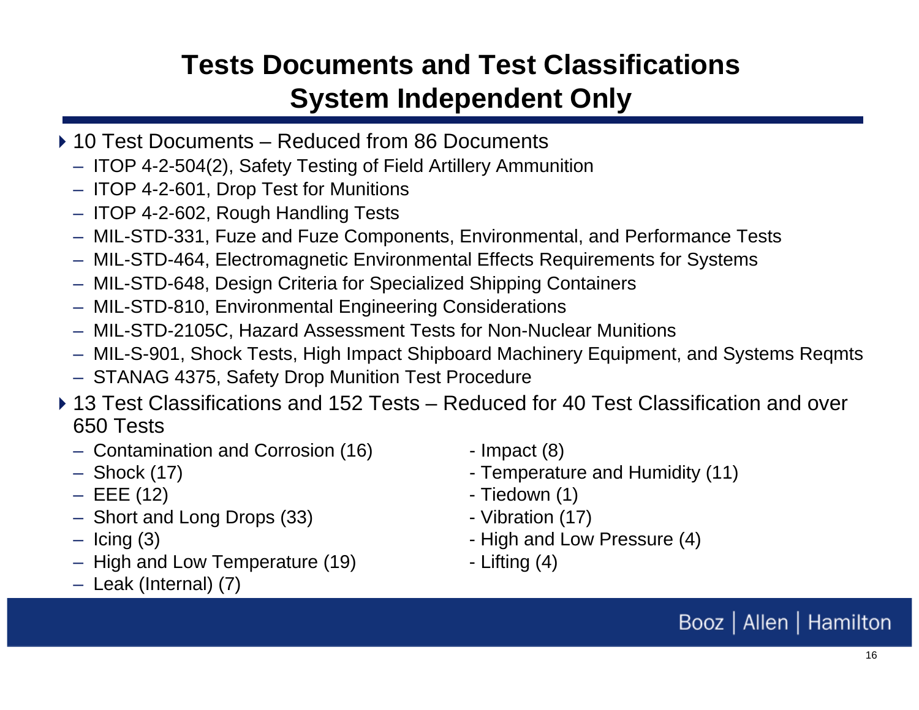# Tests Documents and Test Classifications
# System Independent Only

- 10 Test Documents – Reduced from 86 Documents
  - ITOP 4-2-504(2), Safety Testing of Field Artillery Ammunition
  - ITOP 4-2-601, Drop Test for Munitions
  - ITOP 4-2-602, Rough Handling Tests
  - MIL-STD-331, Fuze and Fuze Components, Environmental, and Performance Tests
  - MIL-STD-464, Electromagnetic Environmental Effects Requirements for Systems
  - MIL-STD-648, Design Criteria for Specialized Shipping Containers
  - MIL-STD-810, Environmental Engineering Considerations
  - MIL-STD-2105C, Hazard Assessment Tests for Non-Nuclear Munitions
  - MIL-S-901, Shock Tests, High Impact Shipboard Machinery Equipment, and Systems Reqmts
  - STANAG 4375, Safety Drop Munition Test Procedure
- 13 Test Classifications and 152 Tests – Reduced for 40 Test Classification and over 650 Tests
  - Contamination and Corrosion (16)
  - Shock (17)
  - EEE (12)
  - Short and Long Drops (33)
  - Icing (3)
  - High and Low Temperature (19)
  - Leak (Internal) (7)
  - Impact (8)
  - Temperature and Humidity (11)
  - Tiedown (1)
  - Vibration (17)
  - High and Low Pressure (4)
  - Lifting (4)

Booz | Allen | Hamilton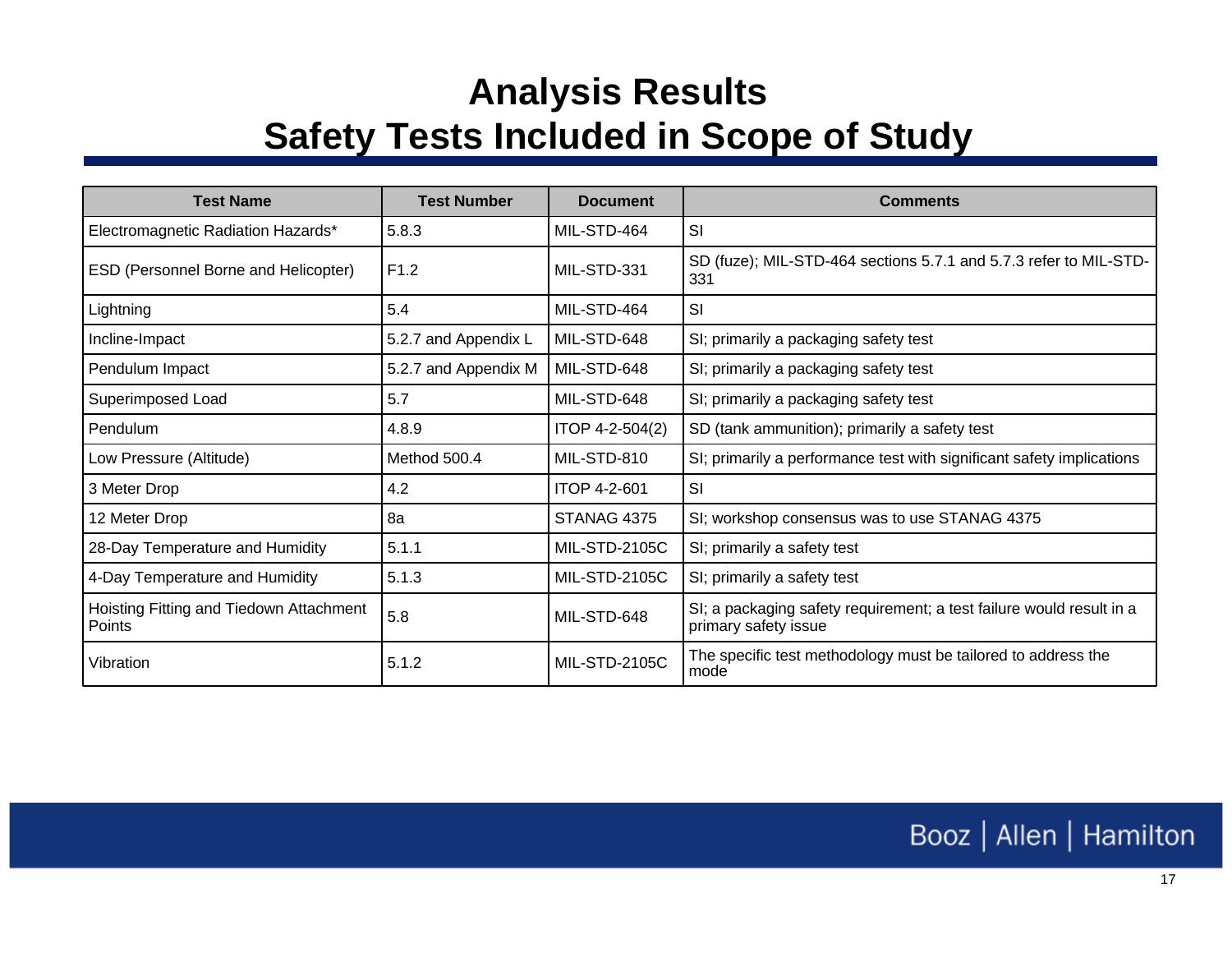# Analysis Results
# Safety Tests Included in Scope of Study

| Test Name | Test Number | Document | Comments |
|---|---|---|---|
| Electromagnetic Radiation Hazards* | 5.8.3 | MIL-STD-464 | SI |
| ESD (Personnel Borne and Helicopter) | F1.2 | MIL-STD-331 | SD (fuze); MIL-STD-464 sections 5.7.1 and 5.7.3 refer to MIL-STD-331 |
| Lightning | 5.4 | MIL-STD-464 | SI |
| Incline-Impact | 5.2.7 and Appendix L | MIL-STD-648 | SI; primarily a packaging safety test |
| Pendulum Impact | 5.2.7 and Appendix M | MIL-STD-648 | SI; primarily a packaging safety test |
| Superimposed Load | 5.7 | MIL-STD-648 | SI; primarily a packaging safety test |
| Pendulum | 4.8.9 | ITOP 4-2-504(2) | SD (tank ammunition); primarily a safety test |
| Low Pressure (Altitude) | Method 500.4 | MIL-STD-810 | SI; primarily a performance test with significant safety implications |
| 3 Meter Drop | 4.2 | ITOP 4-2-601 | SI |
| 12 Meter Drop | 8a | STANAG 4375 | SI; workshop consensus was to use STANAG 4375 |
| 28-Day Temperature and Humidity | 5.1.1 | MIL-STD-2105C | SI; primarily a safety test |
| 4-Day Temperature and Humidity | 5.1.3 | MIL-STD-2105C | SI; primarily a safety test |
| Hoisting Fitting and Tiedown Attachment Points | 5.8 | MIL-STD-648 | SI; a packaging safety requirement; a test failure would result in a primary safety issue |
| Vibration | 5.1.2 | MIL-STD-2105C | The specific test methodology must be tailored to address the mode |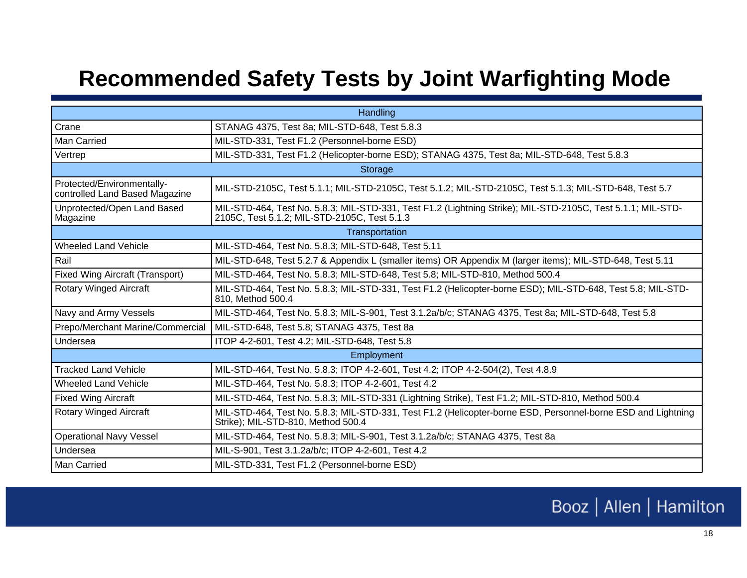# Recommended Safety Tests by Joint Warfighting Mode

| Handling | |
|---|---|
| Crane | STANAG 4375, Test 8a; MIL-STD-648, Test 5.8.3 |
| Man Carried | MIL-STD-331, Test F1.2 (Personnel-borne ESD) |
| Vertrep | MIL-STD-331, Test F1.2 (Helicopter-borne ESD); STANAG 4375, Test 8a; MIL-STD-648, Test 5.8.3 |
| **Storage** | |
| Protected/Environmentally-controlled Land Based Magazine | MIL-STD-2105C, Test 5.1.1; MIL-STD-2105C, Test 5.1.2; MIL-STD-2105C, Test 5.1.3; MIL-STD-648, Test 5.7 |
| Unprotected/Open Land Based Magazine | MIL-STD-464, Test No. 5.8.3; MIL-STD-331, Test F1.2 (Lightning Strike); MIL-STD-2105C, Test 5.1.1; MIL-STD-2105C, Test 5.1.2; MIL-STD-2105C, Test 5.1.3 |
| **Transportation** | |
| Wheeled Land Vehicle | MIL-STD-464, Test No. 5.8.3; MIL-STD-648, Test 5.11 |
| Rail | MIL-STD-648, Test 5.2.7 & Appendix L (smaller items) OR Appendix M (larger items); MIL-STD-648, Test 5.11 |
| Fixed Wing Aircraft (Transport) | MIL-STD-464, Test No. 5.8.3; MIL-STD-648, Test 5.8; MIL-STD-810, Method 500.4 |
| Rotary Winged Aircraft | MIL-STD-464, Test No. 5.8.3; MIL-STD-331, Test F1.2 (Helicopter-borne ESD); MIL-STD-648, Test 5.8; MIL-STD-810, Method 500.4 |
| Navy and Army Vessels | MIL-STD-464, Test No. 5.8.3; MIL-S-901, Test 3.1.2a/b/c; STANAG 4375, Test 8a; MIL-STD-648, Test 5.8 |
| Prepo/Merchant Marine/Commercial | MIL-STD-648, Test 5.8; STANAG 4375, Test 8a |
| Undersea | ITOP 4-2-601, Test 4.2; MIL-STD-648, Test 5.8 |
| **Employment** | |
| Tracked Land Vehicle | MIL-STD-464, Test No. 5.8.3; ITOP 4-2-601, Test 4.2; ITOP 4-2-504(2), Test 4.8.9 |
| Wheeled Land Vehicle | MIL-STD-464, Test No. 5.8.3; ITOP 4-2-601, Test 4.2 |
| Fixed Wing Aircraft | MIL-STD-464, Test No. 5.8.3; MIL-STD-331 (Lightning Strike), Test F1.2; MIL-STD-810, Method 500.4 |
| Rotary Winged Aircraft | MIL-STD-464, Test No. 5.8.3; MIL-STD-331, Test F1.2 (Helicopter-borne ESD, Personnel-borne ESD and Lightning Strike); MIL-STD-810, Method 500.4 |
| Operational Navy Vessel | MIL-STD-464, Test No. 5.8.3; MIL-S-901, Test 3.1.2a/b/c; STANAG 4375, Test 8a |
| Undersea | MIL-S-901, Test 3.1.2a/b/c; ITOP 4-2-601, Test 4.2 |
| Man Carried | MIL-STD-331, Test F1.2 (Personnel-borne ESD) |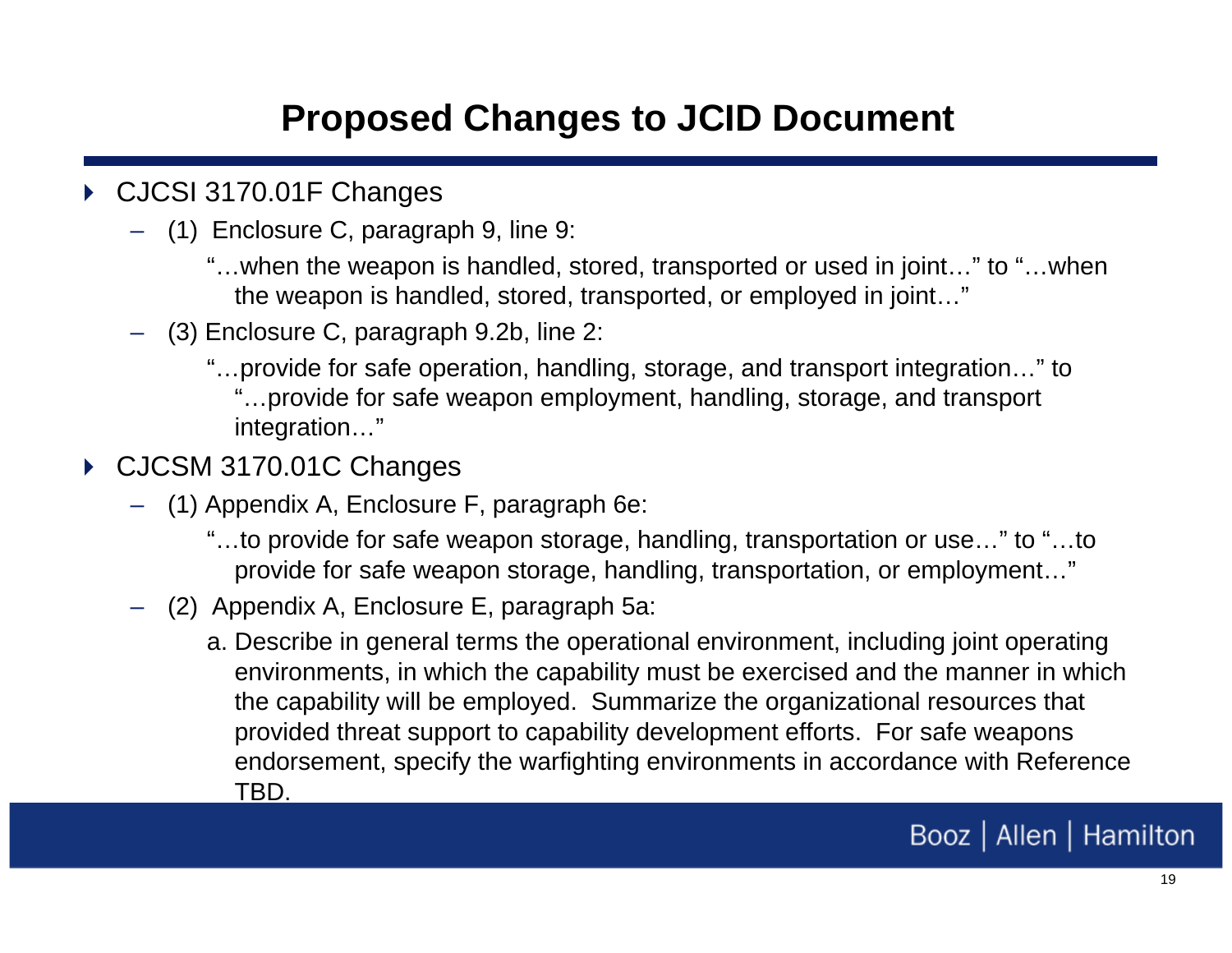# Proposed Changes to JCID Document

- CJCSI 3170.01F Changes
  - (1) Enclosure C, paragraph 9, line 9:

    "…when the weapon is handled, stored, transported or used in joint…" to "…when the weapon is handled, stored, transported, or employed in joint…"
  - (3) Enclosure C, paragraph 9.2b, line 2:

    "…provide for safe operation, handling, storage, and transport integration…" to "…provide for safe weapon employment, handling, storage, and transport integration…"
- CJCSM 3170.01C Changes
  - (1) Appendix A, Enclosure F, paragraph 6e:

    "…to provide for safe weapon storage, handling, transportation or use…" to "…to provide for safe weapon storage, handling, transportation, or employment…"
  - (2) Appendix A, Enclosure E, paragraph 5a:

    a. Describe in general terms the operational environment, including joint operating environments, in which the capability must be exercised and the manner in which the capability will be employed. Summarize the organizational resources that provided threat support to capability development efforts. For safe weapons endorsement, specify the warfighting environments in accordance with Reference TBD.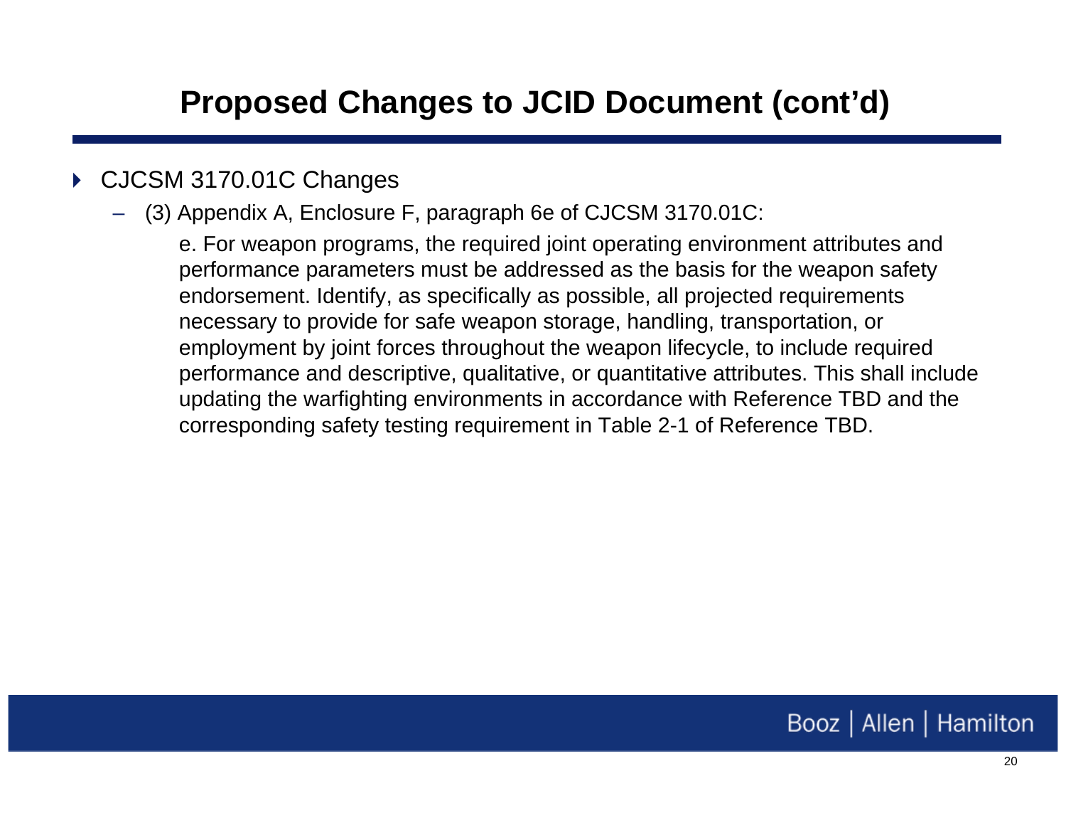# Proposed Changes to JCID Document (cont'd)

- CJCSM 3170.01C Changes
  - (3) Appendix A, Enclosure F, paragraph 6e of CJCSM 3170.01C:

    e. For weapon programs, the required joint operating environment attributes and performance parameters must be addressed as the basis for the weapon safety endorsement. Identify, as specifically as possible, all projected requirements necessary to provide for safe weapon storage, handling, transportation, or employment by joint forces throughout the weapon lifecycle, to include required performance and descriptive, qualitative, or quantitative attributes. This shall include updating the warfighting environments in accordance with Reference TBD and the corresponding safety testing requirement in Table 2-1 of Reference TBD.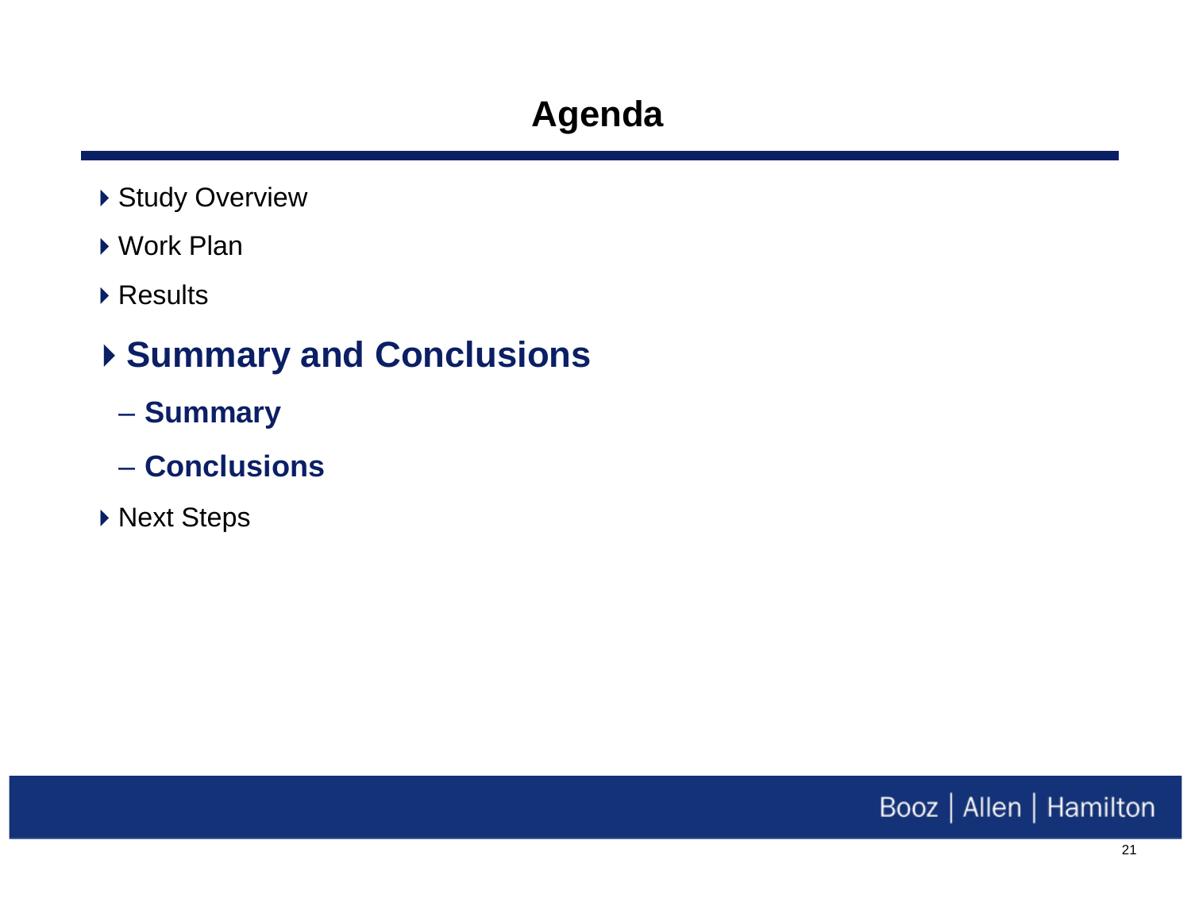# Agenda

- Study Overview
- Work Plan
- Results
- **Summary and Conclusions**
  - **Summary**
  - **Conclusions**
- Next Steps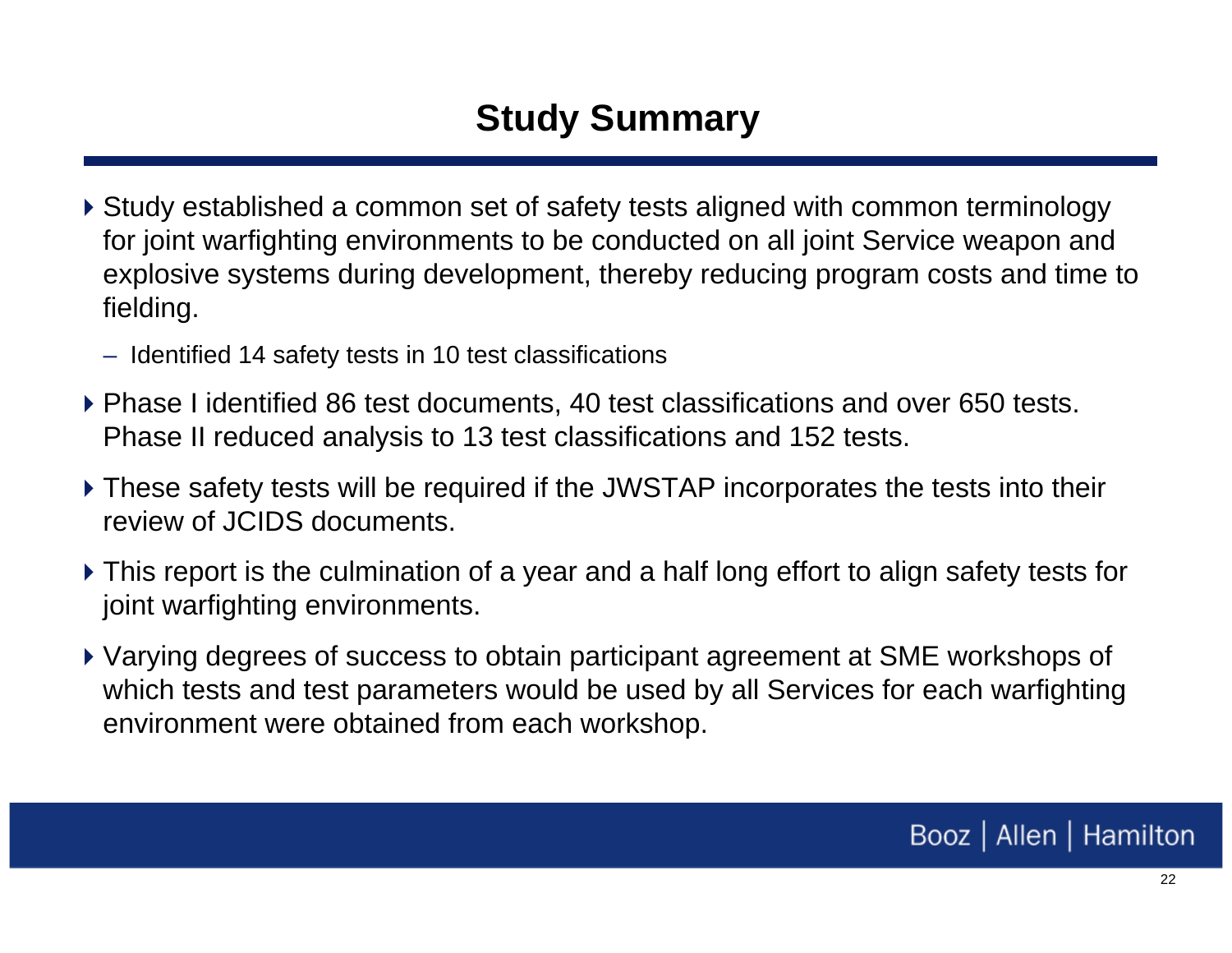# Study Summary

- Study established a common set of safety tests aligned with common terminology for joint warfighting environments to be conducted on all joint Service weapon and explosive systems during development, thereby reducing program costs and time to fielding.
  - Identified 14 safety tests in 10 test classifications
- Phase I identified 86 test documents, 40 test classifications and over 650 tests. Phase II reduced analysis to 13 test classifications and 152 tests.
- These safety tests will be required if the JWSTAP incorporates the tests into their review of JCIDS documents.
- This report is the culmination of a year and a half long effort to align safety tests for joint warfighting environments.
- Varying degrees of success to obtain participant agreement at SME workshops of which tests and test parameters would be used by all Services for each warfighting environment were obtained from each workshop.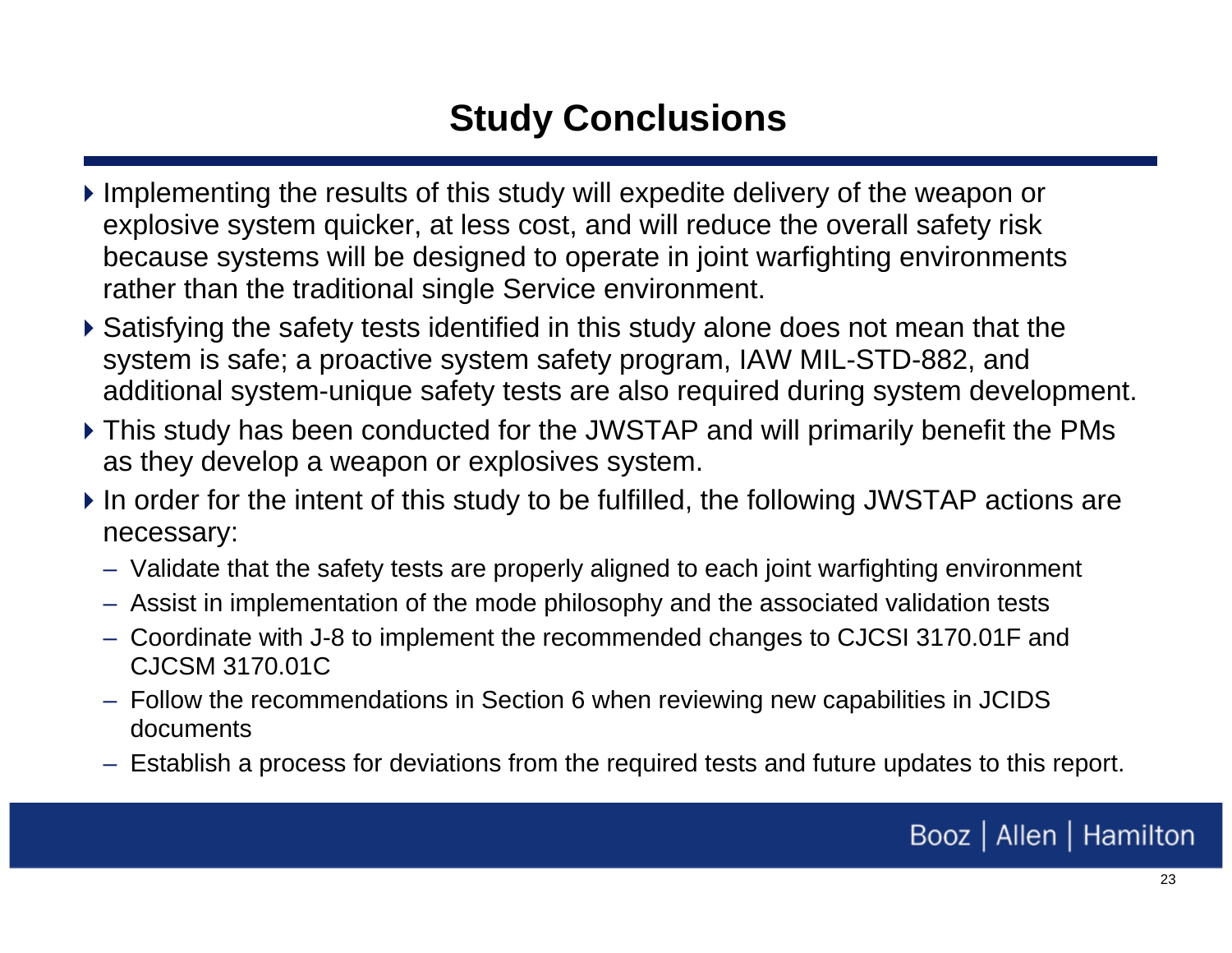# Study Conclusions

- Implementing the results of this study will expedite delivery of the weapon or explosive system quicker, at less cost, and will reduce the overall safety risk because systems will be designed to operate in joint warfighting environments rather than the traditional single Service environment.
- Satisfying the safety tests identified in this study alone does not mean that the system is safe; a proactive system safety program, IAW MIL-STD-882, and additional system-unique safety tests are also required during system development.
- This study has been conducted for the JWSTAP and will primarily benefit the PMs as they develop a weapon or explosives system.
- In order for the intent of this study to be fulfilled, the following JWSTAP actions are necessary:
  - Validate that the safety tests are properly aligned to each joint warfighting environment
  - Assist in implementation of the mode philosophy and the associated validation tests
  - Coordinate with J-8 to implement the recommended changes to CJCSI 3170.01F and CJCSM 3170.01C
  - Follow the recommendations in Section 6 when reviewing new capabilities in JCIDS documents
  - Establish a process for deviations from the required tests and future updates to this report.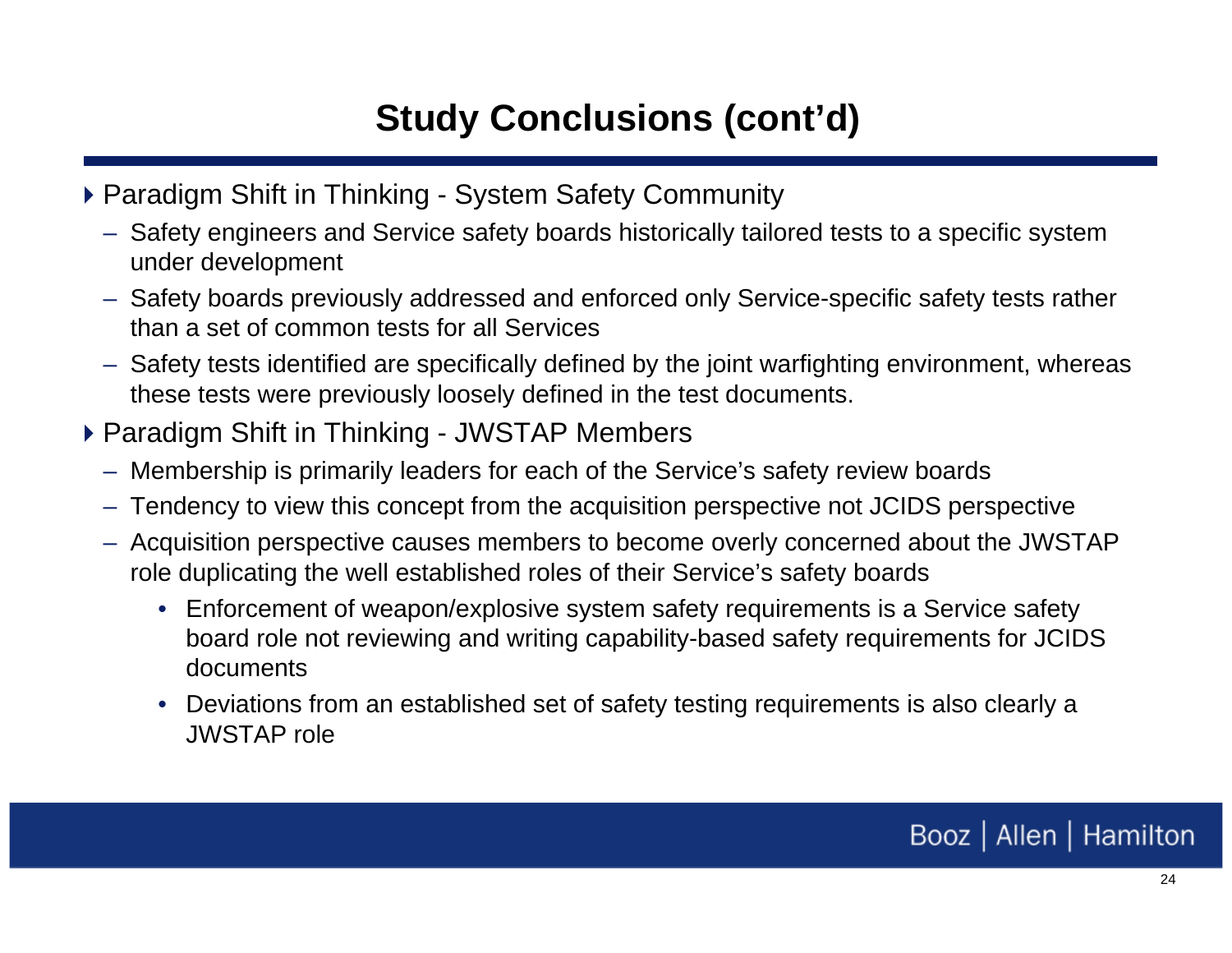# Study Conclusions (cont'd)

- Paradigm Shift in Thinking - System Safety Community
  - Safety engineers and Service safety boards historically tailored tests to a specific system under development
  - Safety boards previously addressed and enforced only Service-specific safety tests rather than a set of common tests for all Services
  - Safety tests identified are specifically defined by the joint warfighting environment, whereas these tests were previously loosely defined in the test documents.
- Paradigm Shift in Thinking - JWSTAP Members
  - Membership is primarily leaders for each of the Service's safety review boards
  - Tendency to view this concept from the acquisition perspective not JCIDS perspective
  - Acquisition perspective causes members to become overly concerned about the JWSTAP role duplicating the well established roles of their Service's safety boards
    - Enforcement of weapon/explosive system safety requirements is a Service safety board role not reviewing and writing capability-based safety requirements for JCIDS documents
    - Deviations from an established set of safety testing requirements is also clearly a JWSTAP role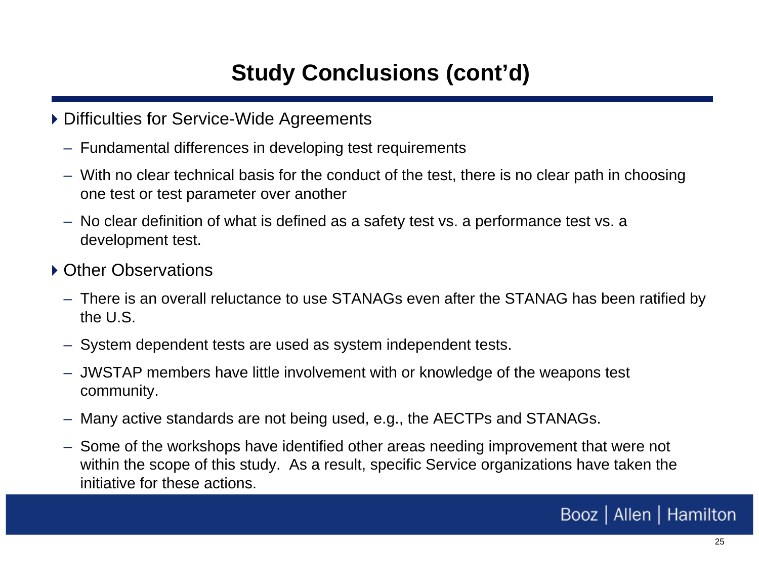# Study Conclusions (cont'd)

- Difficulties for Service-Wide Agreements
  - Fundamental differences in developing test requirements
  - With no clear technical basis for the conduct of the test, there is no clear path in choosing one test or test parameter over another
  - No clear definition of what is defined as a safety test vs. a performance test vs. a development test.
- Other Observations
  - There is an overall reluctance to use STANAGs even after the STANAG has been ratified by the U.S.
  - System dependent tests are used as system independent tests.
  - JWSTAP members have little involvement with or knowledge of the weapons test community.
  - Many active standards are not being used, e.g., the AECTPs and STANAGs.
  - Some of the workshops have identified other areas needing improvement that were not within the scope of this study. As a result, specific Service organizations have taken the initiative for these actions.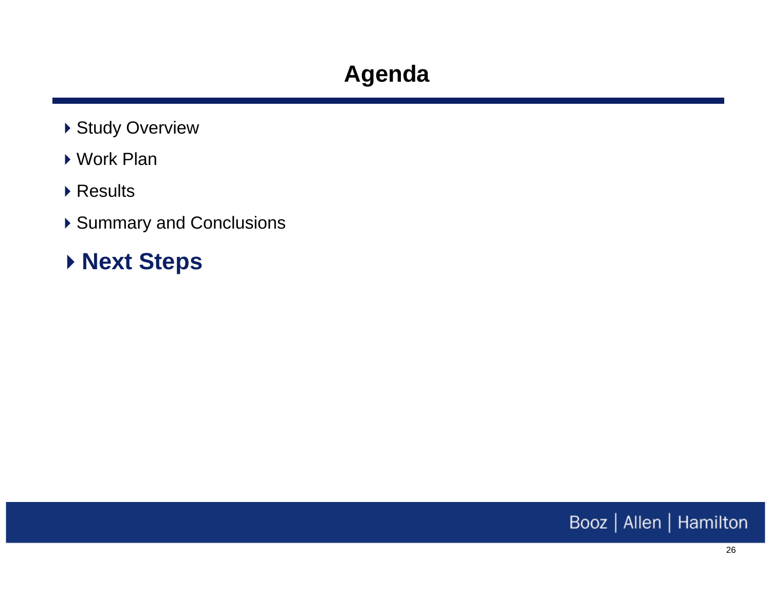# Agenda

- Study Overview
- Work Plan
- Results
- Summary and Conclusions
- **Next Steps**

Booz | Allen | Hamilton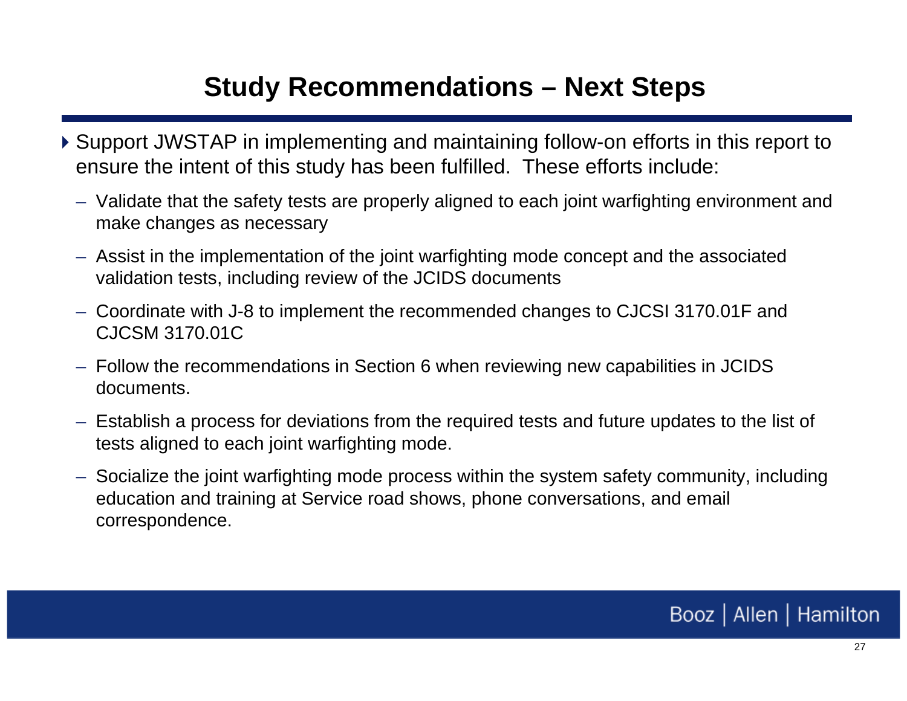# Study Recommendations – Next Steps

- Support JWSTAP in implementing and maintaining follow-on efforts in this report to ensure the intent of this study has been fulfilled. These efforts include:
  - Validate that the safety tests are properly aligned to each joint warfighting environment and make changes as necessary
  - Assist in the implementation of the joint warfighting mode concept and the associated validation tests, including review of the JCIDS documents
  - Coordinate with J-8 to implement the recommended changes to CJCSI 3170.01F and CJCSM 3170.01C
  - Follow the recommendations in Section 6 when reviewing new capabilities in JCIDS documents.
  - Establish a process for deviations from the required tests and future updates to the list of tests aligned to each joint warfighting mode.
  - Socialize the joint warfighting mode process within the system safety community, including education and training at Service road shows, phone conversations, and email correspondence.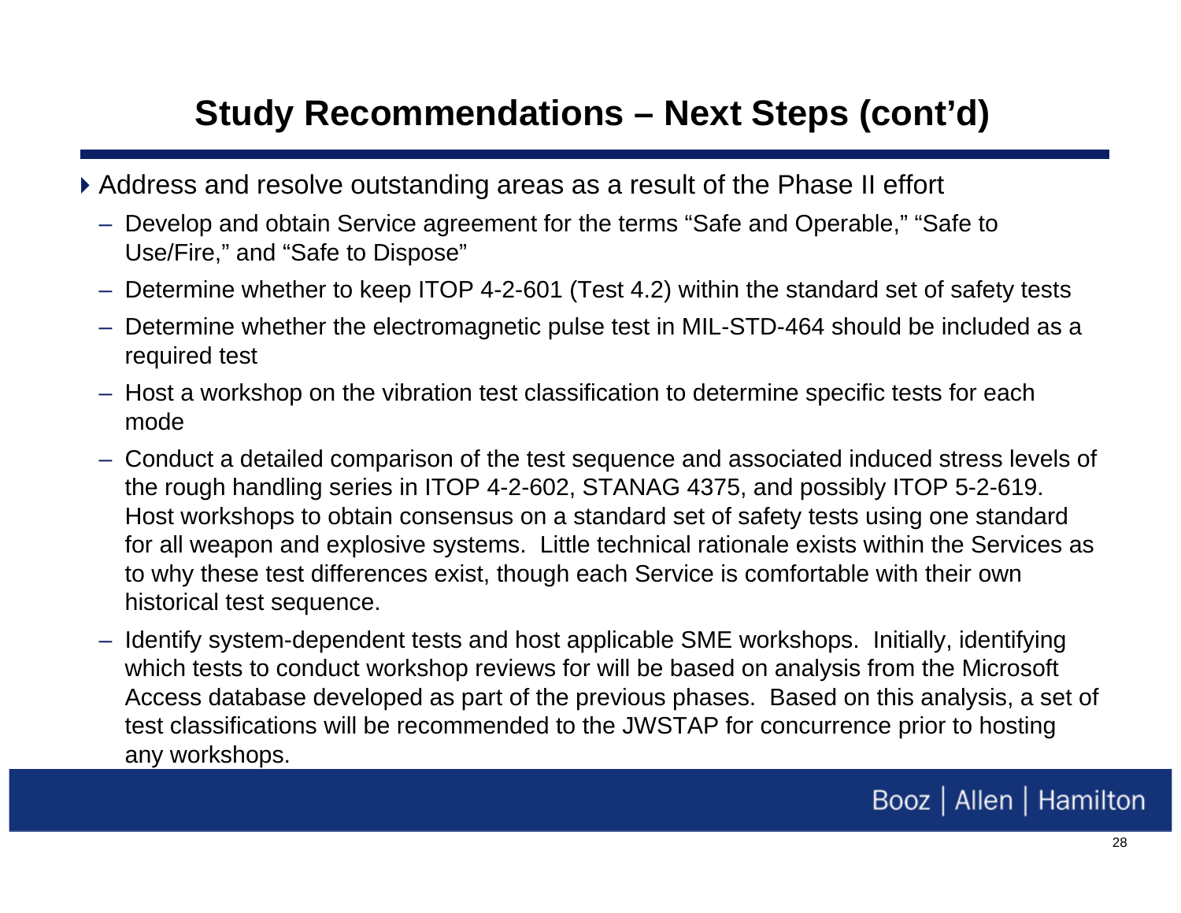# Study Recommendations – Next Steps (cont'd)

- Address and resolve outstanding areas as a result of the Phase II effort
  - Develop and obtain Service agreement for the terms "Safe and Operable," "Safe to Use/Fire," and "Safe to Dispose"
  - Determine whether to keep ITOP 4-2-601 (Test 4.2) within the standard set of safety tests
  - Determine whether the electromagnetic pulse test in MIL-STD-464 should be included as a required test
  - Host a workshop on the vibration test classification to determine specific tests for each mode
  - Conduct a detailed comparison of the test sequence and associated induced stress levels of the rough handling series in ITOP 4-2-602, STANAG 4375, and possibly ITOP 5-2-619. Host workshops to obtain consensus on a standard set of safety tests using one standard for all weapon and explosive systems. Little technical rationale exists within the Services as to why these test differences exist, though each Service is comfortable with their own historical test sequence.
  - Identify system-dependent tests and host applicable SME workshops. Initially, identifying which tests to conduct workshop reviews for will be based on analysis from the Microsoft Access database developed as part of the previous phases. Based on this analysis, a set of test classifications will be recommended to the JWSTAP for concurrence prior to hosting any workshops.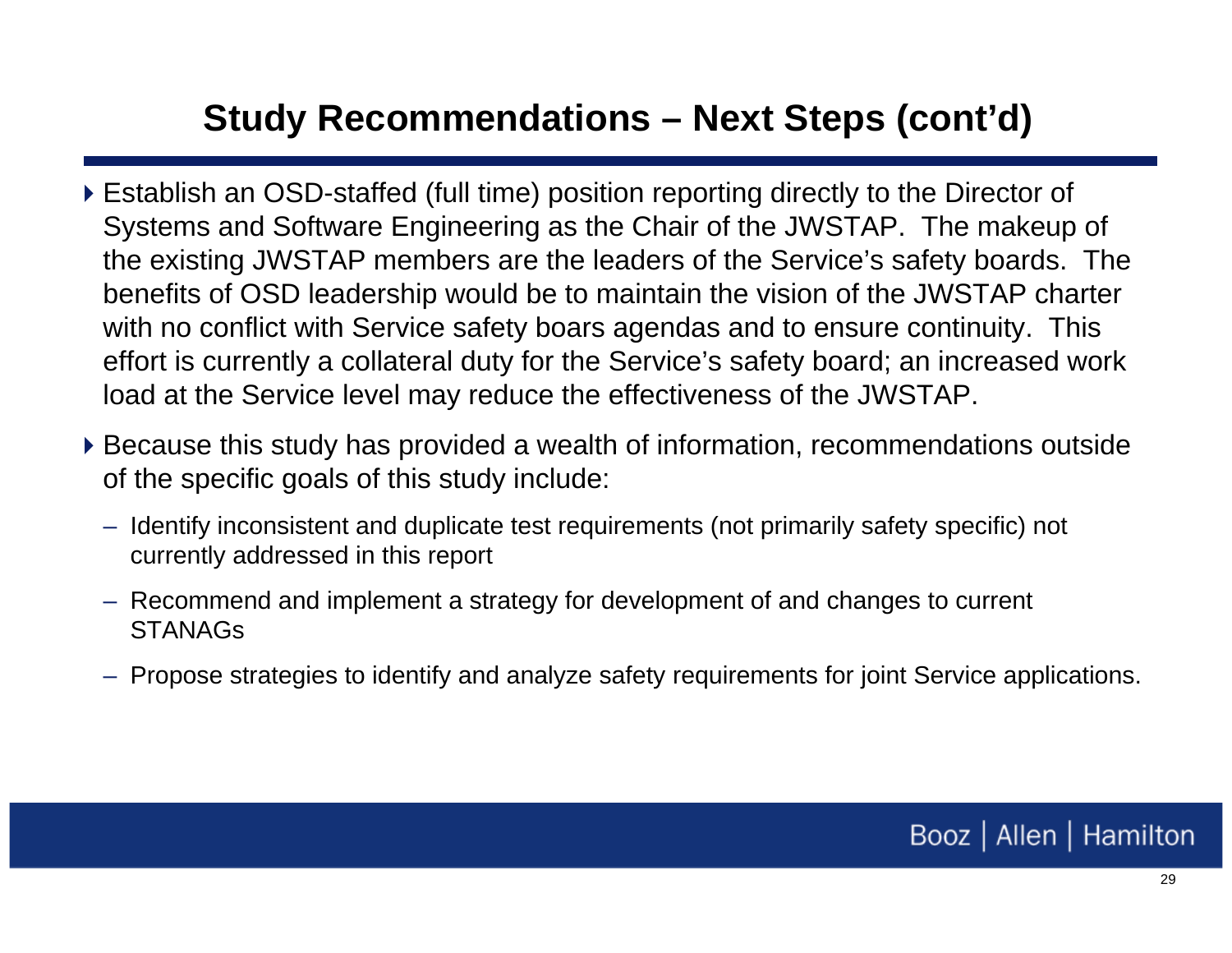# Study Recommendations – Next Steps (cont'd)

- Establish an OSD-staffed (full time) position reporting directly to the Director of Systems and Software Engineering as the Chair of the JWSTAP. The makeup of the existing JWSTAP members are the leaders of the Service's safety boards. The benefits of OSD leadership would be to maintain the vision of the JWSTAP charter with no conflict with Service safety boars agendas and to ensure continuity. This effort is currently a collateral duty for the Service's safety board; an increased work load at the Service level may reduce the effectiveness of the JWSTAP.
- Because this study has provided a wealth of information, recommendations outside of the specific goals of this study include:
  - Identify inconsistent and duplicate test requirements (not primarily safety specific) not currently addressed in this report
  - Recommend and implement a strategy for development of and changes to current STANAGs
  - Propose strategies to identify and analyze safety requirements for joint Service applications.